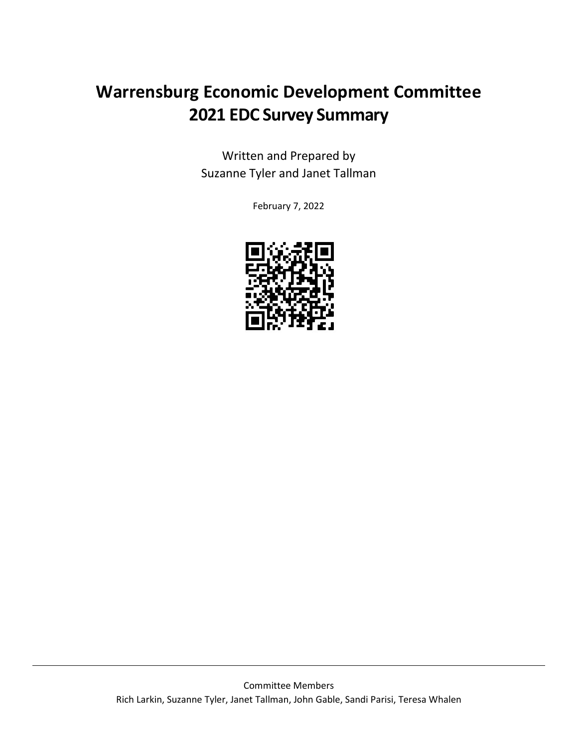# Warrensburg Economic Development Committee
# 2021 EDC Survey Summary

Written and Prepared by
Suzanne Tyler and Janet Tallman

February 7, 2022

---

Committee Members

Rich Larkin, Suzanne Tyler, Janet Tallman, John Gable, Sandi Parisi, Teresa Whalen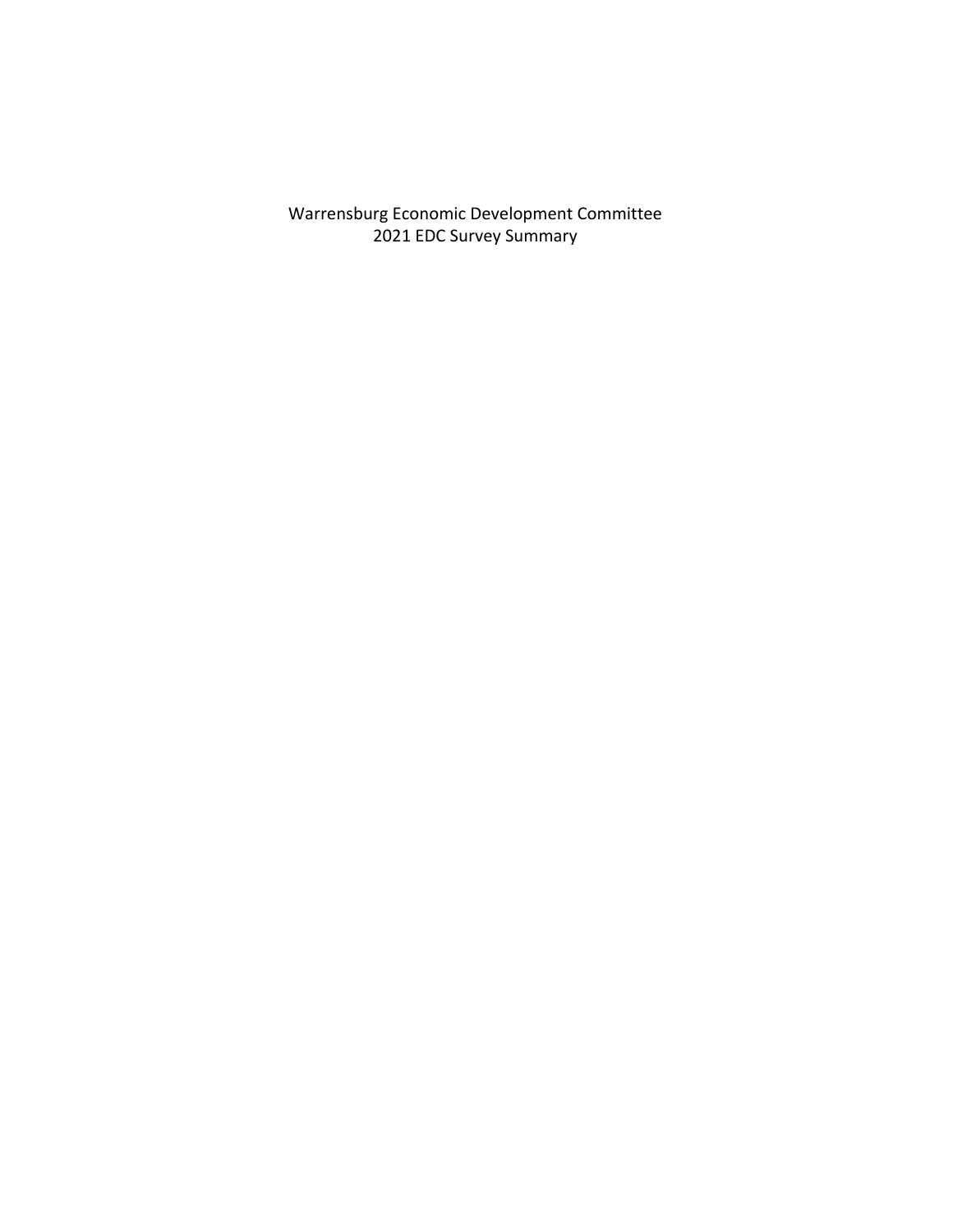Warrensburg Economic Development Committee
2021 EDC Survey Summary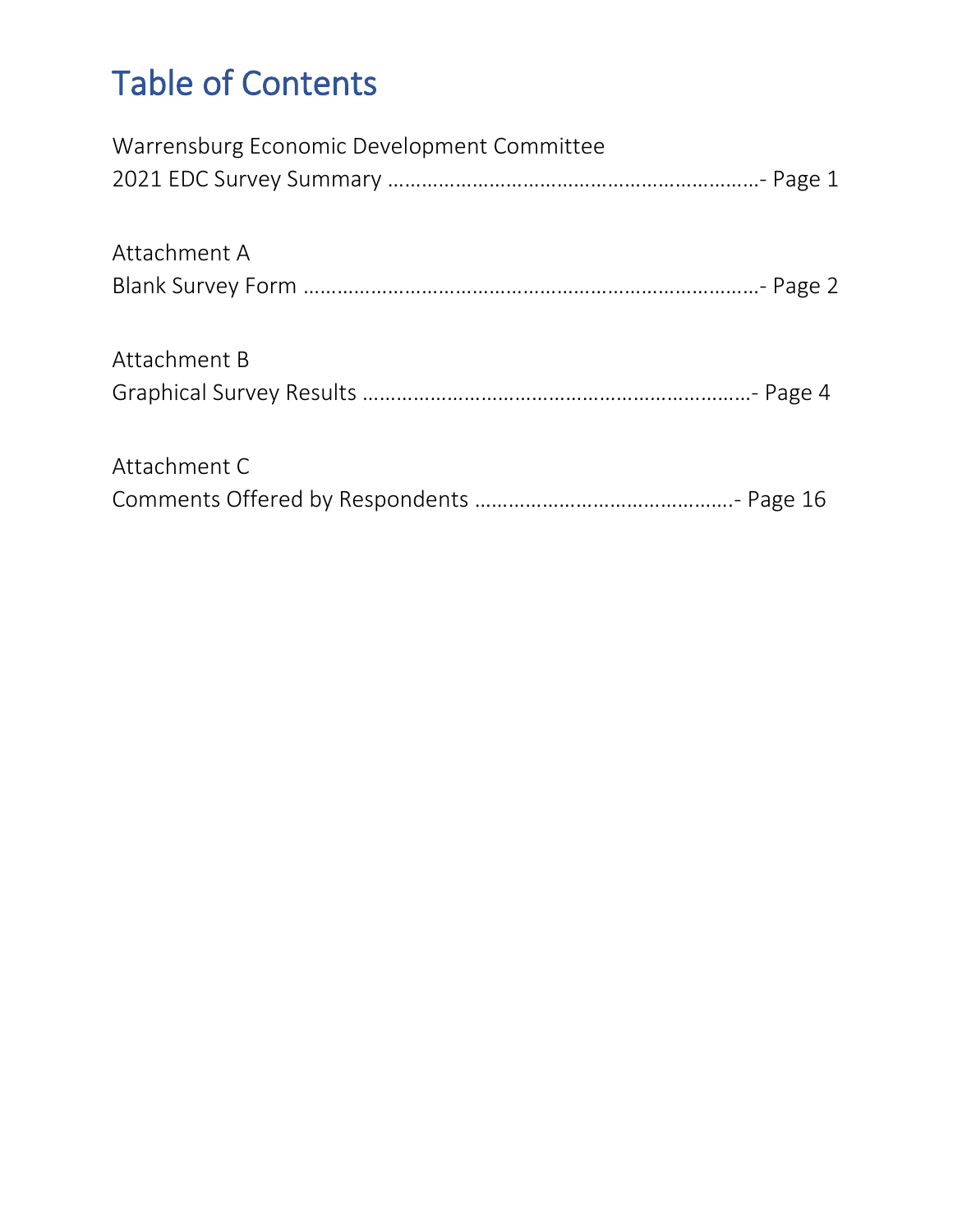# Table of Contents

Warrensburg Economic Development Committee
2021 EDC Survey Summary ………………………………………………………- Page 1

Attachment A
Blank Survey Form ………………………………………………………………- Page 2

Attachment B
Graphical Survey Results ………………………………………………………- Page 4

Attachment C
Comments Offered by Respondents ……………………………………….- Page 16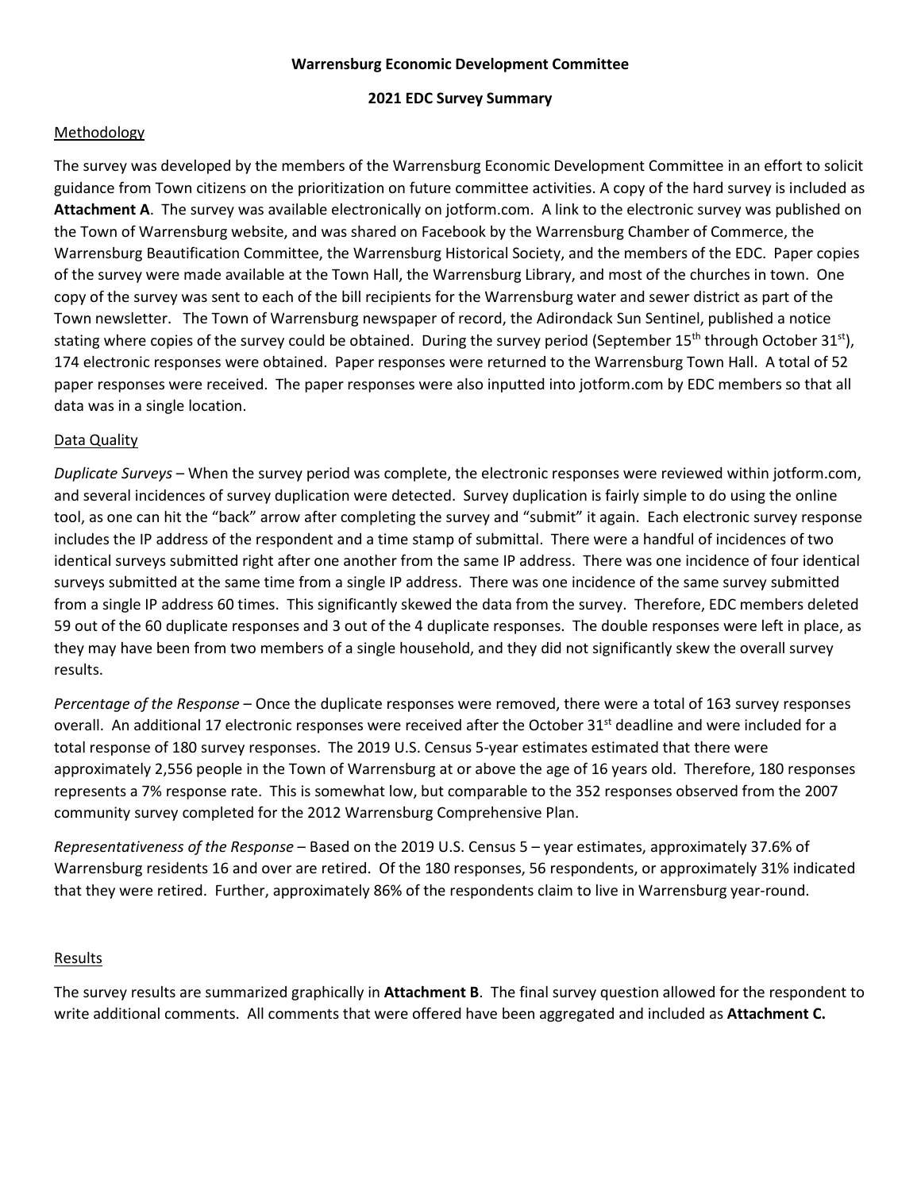**Warrensburg Economic Development Committee**

**2021 EDC Survey Summary**

## Methodology

The survey was developed by the members of the Warrensburg Economic Development Committee in an effort to solicit guidance from Town citizens on the prioritization on future committee activities. A copy of the hard survey is included as **Attachment A**. The survey was available electronically on jotform.com. A link to the electronic survey was published on the Town of Warrensburg website, and was shared on Facebook by the Warrensburg Chamber of Commerce, the Warrensburg Beautification Committee, the Warrensburg Historical Society, and the members of the EDC. Paper copies of the survey were made available at the Town Hall, the Warrensburg Library, and most of the churches in town. One copy of the survey was sent to each of the bill recipients for the Warrensburg water and sewer district as part of the Town newsletter. The Town of Warrensburg newspaper of record, the Adirondack Sun Sentinel, published a notice stating where copies of the survey could be obtained. During the survey period (September 15th through October 31st), 174 electronic responses were obtained. Paper responses were returned to the Warrensburg Town Hall. A total of 52 paper responses were received. The paper responses were also inputted into jotform.com by EDC members so that all data was in a single location.

## Data Quality

*Duplicate Surveys* – When the survey period was complete, the electronic responses were reviewed within jotform.com, and several incidences of survey duplication were detected. Survey duplication is fairly simple to do using the online tool, as one can hit the "back" arrow after completing the survey and "submit" it again. Each electronic survey response includes the IP address of the respondent and a time stamp of submittal. There were a handful of incidences of two identical surveys submitted right after one another from the same IP address. There was one incidence of four identical surveys submitted at the same time from a single IP address. There was one incidence of the same survey submitted from a single IP address 60 times. This significantly skewed the data from the survey. Therefore, EDC members deleted 59 out of the 60 duplicate responses and 3 out of the 4 duplicate responses. The double responses were left in place, as they may have been from two members of a single household, and they did not significantly skew the overall survey results.

*Percentage of the Response* – Once the duplicate responses were removed, there were a total of 163 survey responses overall. An additional 17 electronic responses were received after the October 31st deadline and were included for a total response of 180 survey responses. The 2019 U.S. Census 5-year estimates estimated that there were approximately 2,556 people in the Town of Warrensburg at or above the age of 16 years old. Therefore, 180 responses represents a 7% response rate. This is somewhat low, but comparable to the 352 responses observed from the 2007 community survey completed for the 2012 Warrensburg Comprehensive Plan.

*Representativeness of the Response* – Based on the 2019 U.S. Census 5 – year estimates, approximately 37.6% of Warrensburg residents 16 and over are retired. Of the 180 responses, 56 respondents, or approximately 31% indicated that they were retired. Further, approximately 86% of the respondents claim to live in Warrensburg year-round.

## Results

The survey results are summarized graphically in **Attachment B**. The final survey question allowed for the respondent to write additional comments. All comments that were offered have been aggregated and included as **Attachment C.**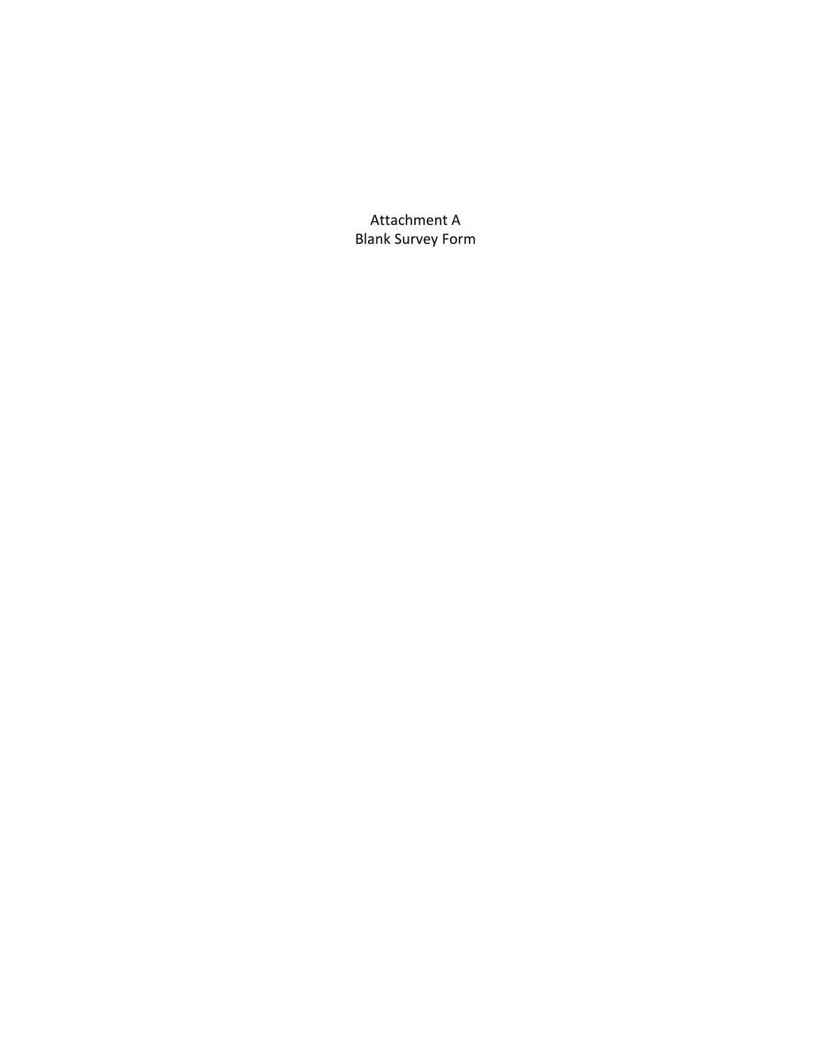Attachment A
Blank Survey Form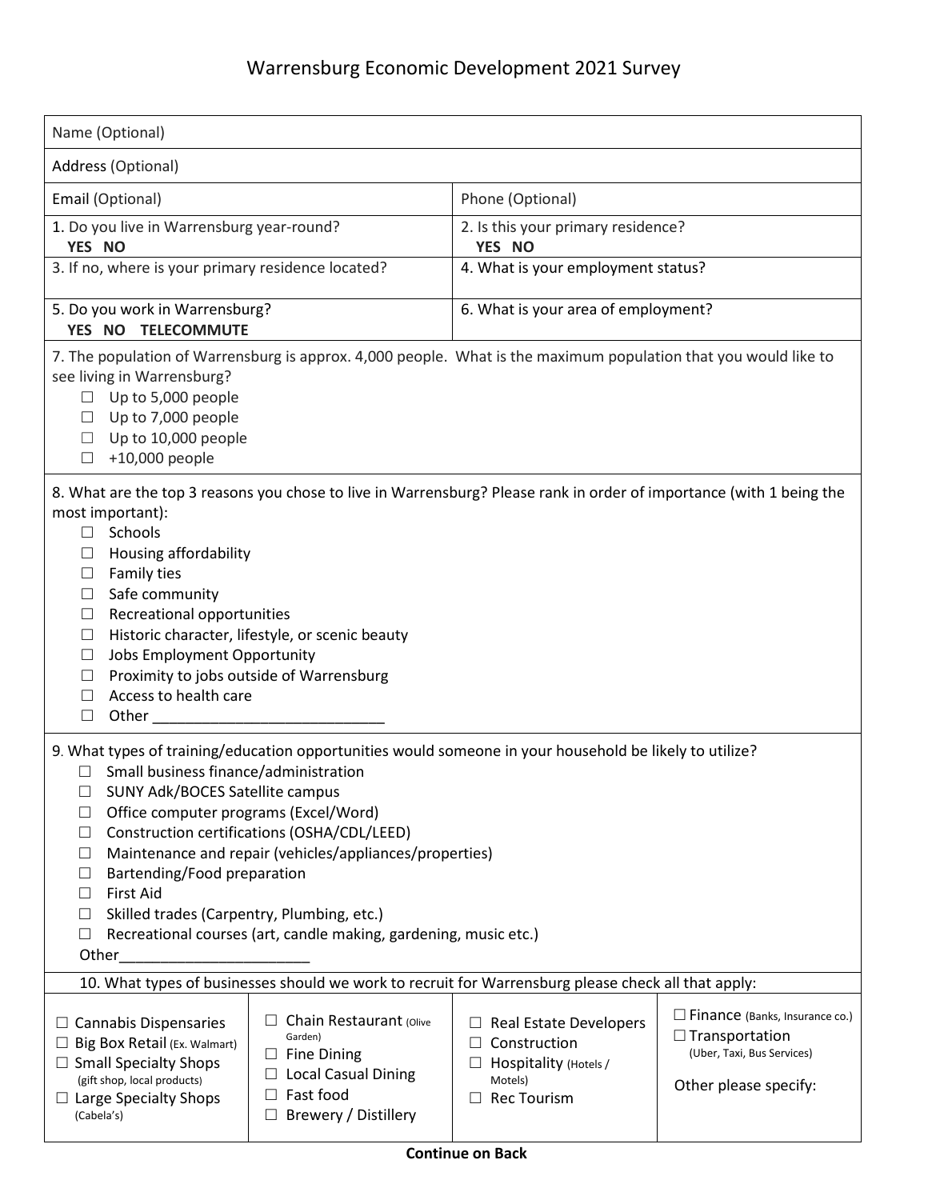# Warrensburg Economic Development 2021 Survey

| | |
|---|---|
| Name (Optional) | |
| Address (Optional) | |
| Email (Optional) | Phone (Optional) |
| 1. Do you live in Warrensburg year-round? **YES NO** | 2. Is this your primary residence? **YES NO** |
| 3. If no, where is your primary residence located? | 4. What is your employment status? |
| 5. Do you work in Warrensburg? **YES NO TELECOMMUTE** | 6. What is your area of employment? |

7. The population of Warrensburg is approx. 4,000 people. What is the maximum population that you would like to see living in Warrensburg?

- ☐ Up to 5,000 people
- ☐ Up to 7,000 people
- ☐ Up to 10,000 people
- ☐ +10,000 people

8. What are the top 3 reasons you chose to live in Warrensburg? Please rank in order of importance (with 1 being the most important):

- ☐ Schools
- ☐ Housing affordability
- ☐ Family ties
- ☐ Safe community
- ☐ Recreational opportunities
- ☐ Historic character, lifestyle, or scenic beauty
- ☐ Jobs Employment Opportunity
- ☐ Proximity to jobs outside of Warrensburg
- ☐ Access to health care
- ☐ Other ___________________________

9. What types of training/education opportunities would someone in your household be likely to utilize?

- ☐ Small business finance/administration
- ☐ SUNY Adk/BOCES Satellite campus
- ☐ Office computer programs (Excel/Word)
- ☐ Construction certifications (OSHA/CDL/LEED)
- ☐ Maintenance and repair (vehicles/appliances/properties)
- ☐ Bartending/Food preparation
- ☐ First Aid
- ☐ Skilled trades (Carpentry, Plumbing, etc.)
- ☐ Recreational courses (art, candle making, gardening, music etc.)

Other_______________________

10. What types of businesses should we work to recruit for Warrensburg please check all that apply:

| | | | |
|---|---|---|---|
| ☐ Cannabis Dispensaries | ☐ Chain Restaurant (Olive Garden) | ☐ Real Estate Developers | ☐ Finance (Banks, Insurance co.) |
| ☐ Big Box Retail (Ex. Walmart) | ☐ Fine Dining | ☐ Construction | ☐ Transportation (Uber, Taxi, Bus Services) |
| ☐ Small Specialty Shops (gift shop, local products) | ☐ Local Casual Dining | ☐ Hospitality (Hotels / Motels) | Other please specify: |
| ☐ Large Specialty Shops (Cabela's) | ☐ Fast food | ☐ Rec Tourism | |
| | ☐ Brewery / Distillery | | |

**Continue on Back**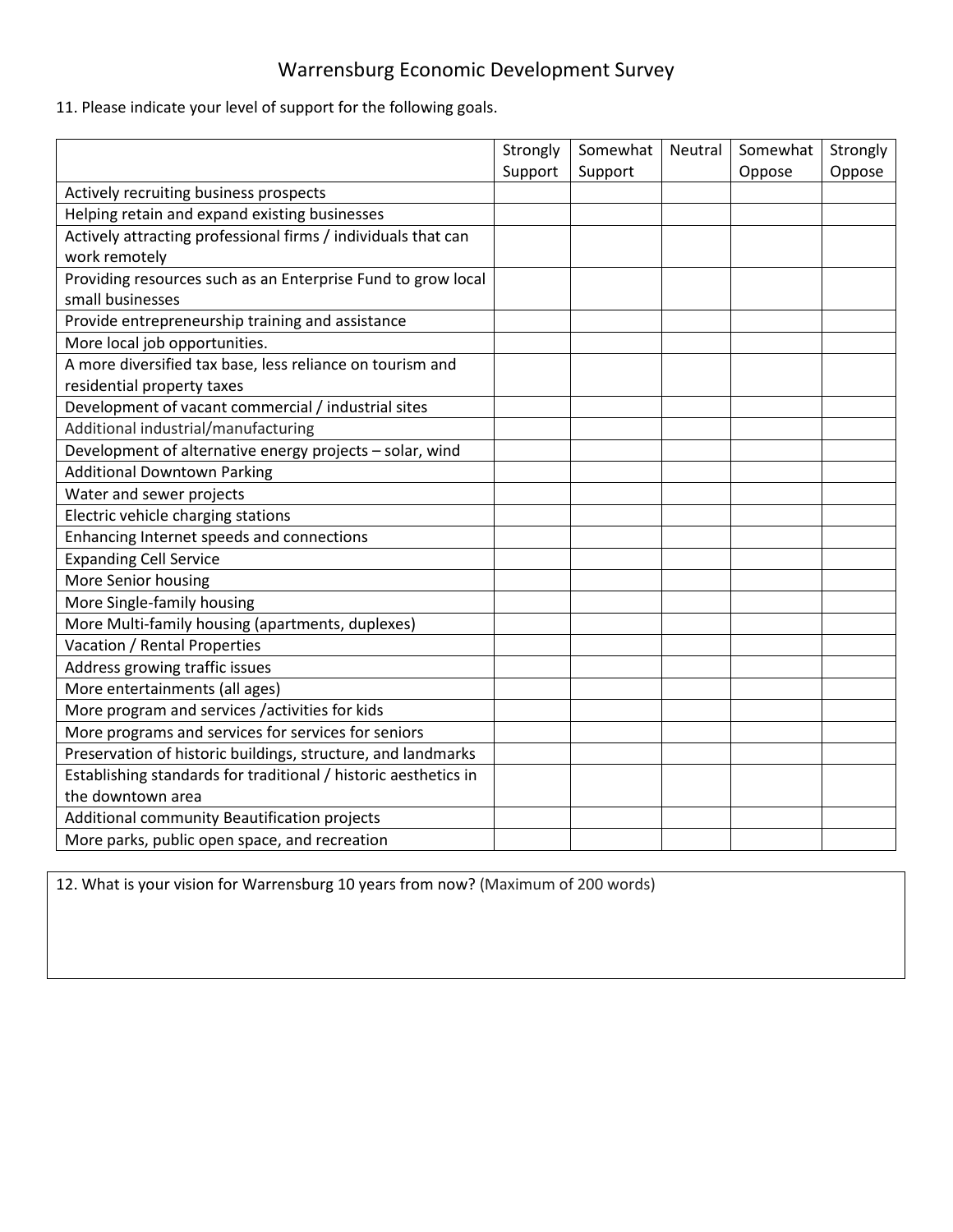# Warrensburg Economic Development Survey

11. Please indicate your level of support for the following goals.

| | Strongly Support | Somewhat Support | Neutral | Somewhat Oppose | Strongly Oppose |
|---|---|---|---|---|---|
| Actively recruiting business prospects | | | | | |
| Helping retain and expand existing businesses | | | | | |
| Actively attracting professional firms / individuals that can work remotely | | | | | |
| Providing resources such as an Enterprise Fund to grow local small businesses | | | | | |
| Provide entrepreneurship training and assistance | | | | | |
| More local job opportunities. | | | | | |
| A more diversified tax base, less reliance on tourism and residential property taxes | | | | | |
| Development of vacant commercial / industrial sites | | | | | |
| Additional industrial/manufacturing | | | | | |
| Development of alternative energy projects – solar, wind | | | | | |
| Additional Downtown Parking | | | | | |
| Water and sewer projects | | | | | |
| Electric vehicle charging stations | | | | | |
| Enhancing Internet speeds and connections | | | | | |
| Expanding Cell Service | | | | | |
| More Senior housing | | | | | |
| More Single-family housing | | | | | |
| More Multi-family housing (apartments, duplexes) | | | | | |
| Vacation / Rental Properties | | | | | |
| Address growing traffic issues | | | | | |
| More entertainments (all ages) | | | | | |
| More program and services /activities for kids | | | | | |
| More programs and services for services for seniors | | | | | |
| Preservation of historic buildings, structure, and landmarks | | | | | |
| Establishing standards for traditional / historic aesthetics in the downtown area | | | | | |
| Additional community Beautification projects | | | | | |
| More parks, public open space, and recreation | | | | | |

12. What is your vision for Warrensburg 10 years from now? (Maximum of 200 words)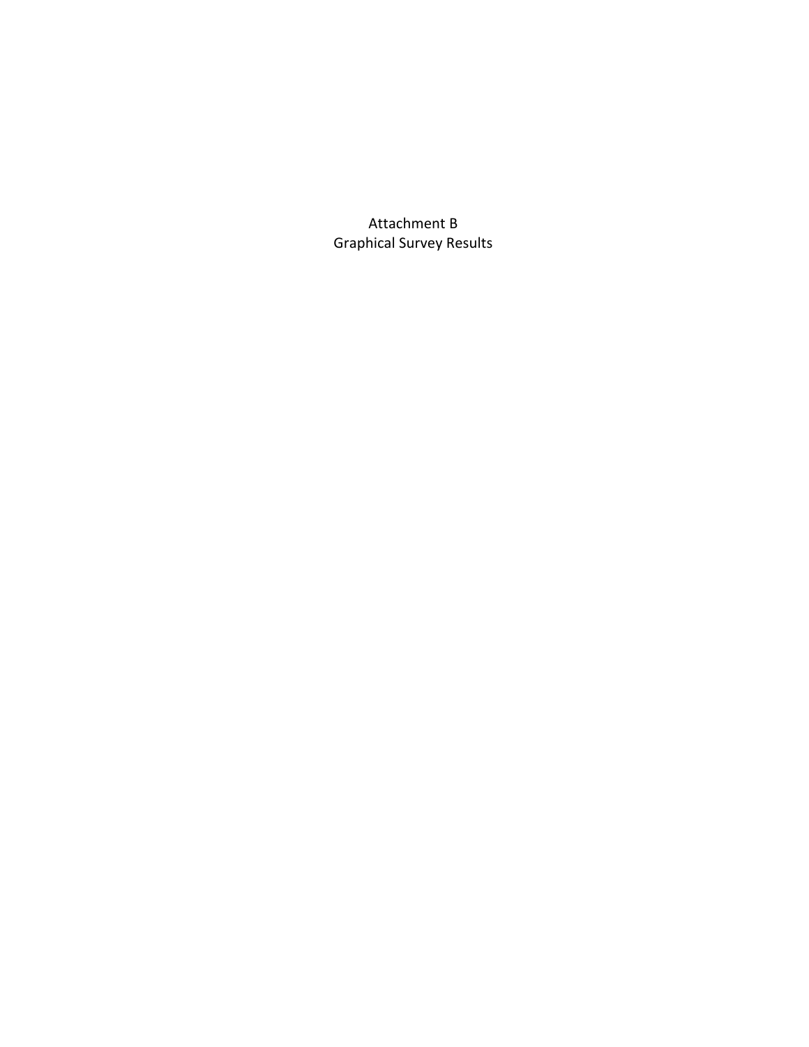# Attachment B
## Graphical Survey Results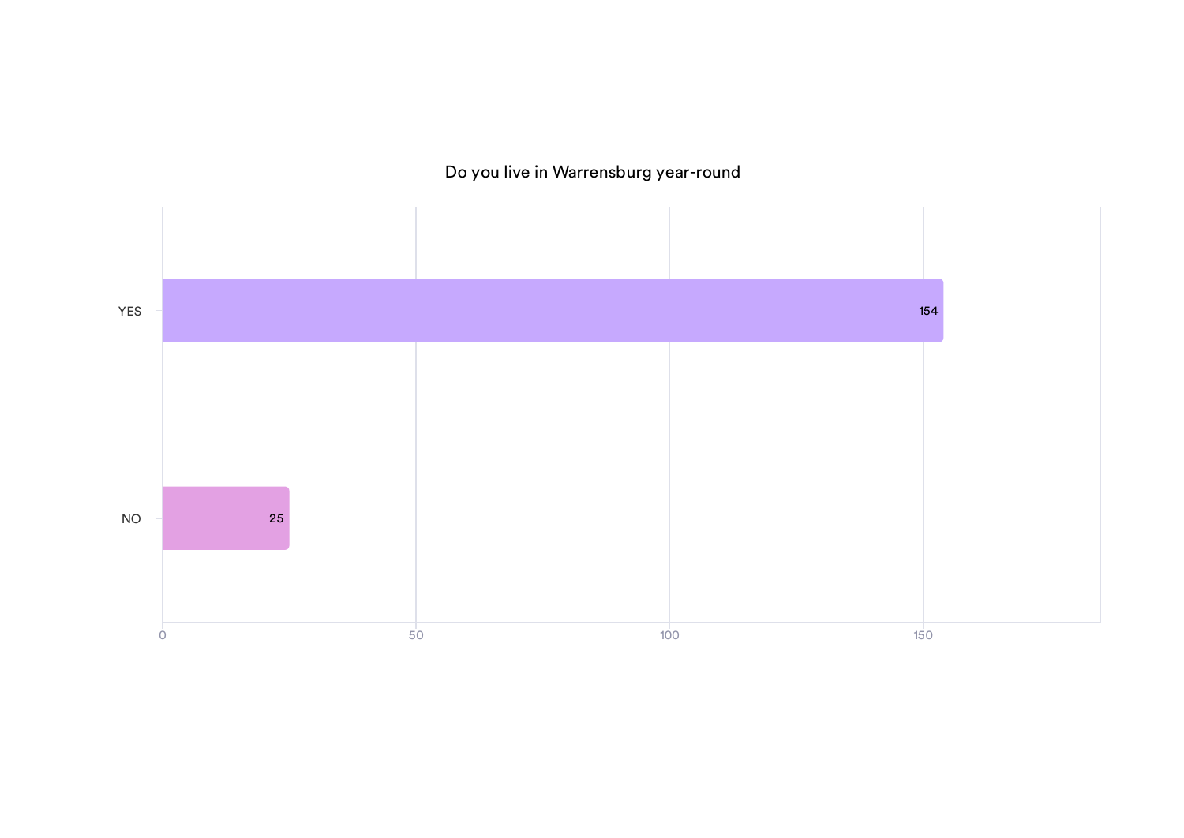## Do you live in Warrensburg year-round

| Response | Count |
| --- | --- |
| YES | 154 |
| NO | 25 |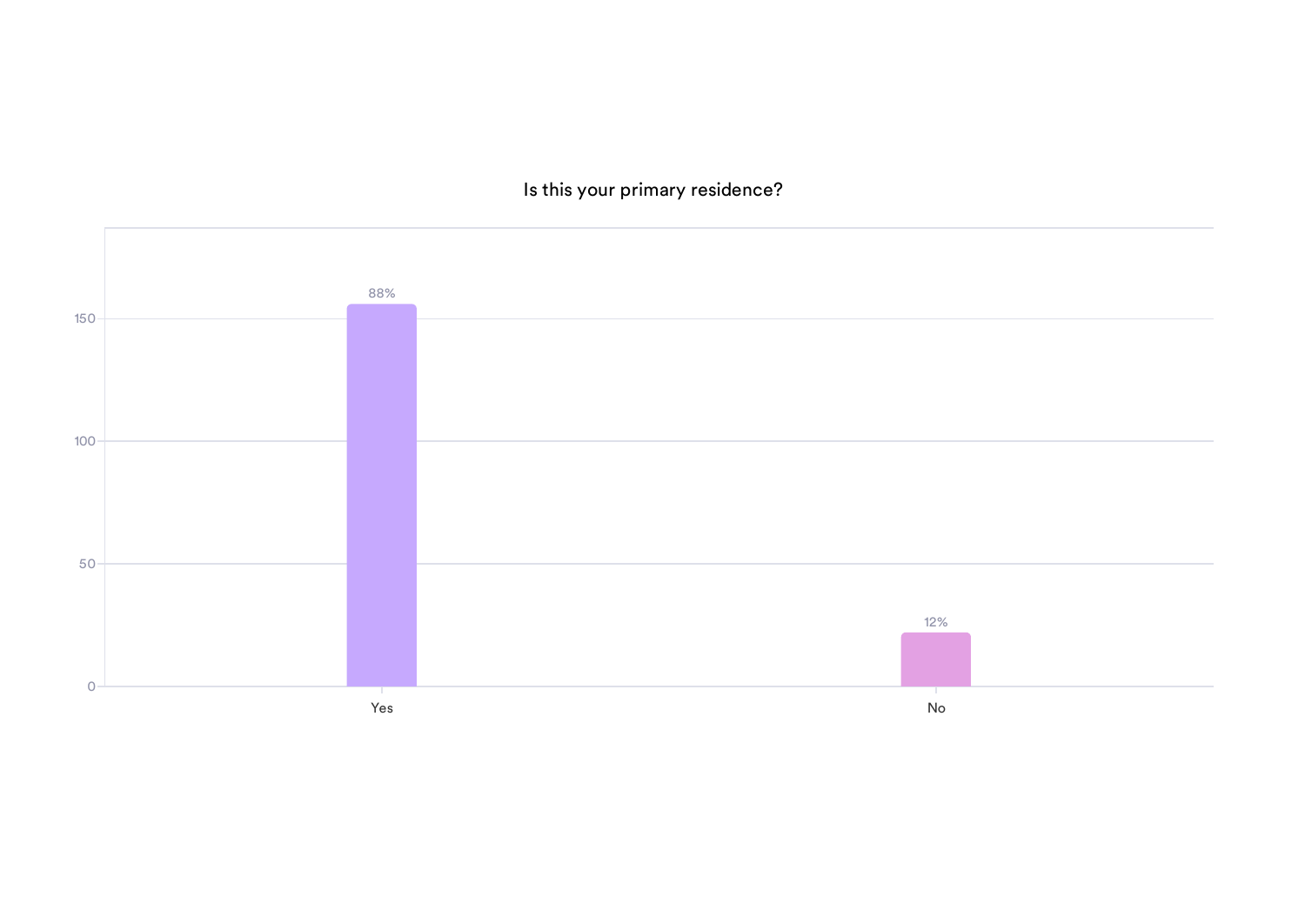Is this your primary residence?

| Response | Percentage |
| --- | --- |
| Yes | 88% |
| No | 12% |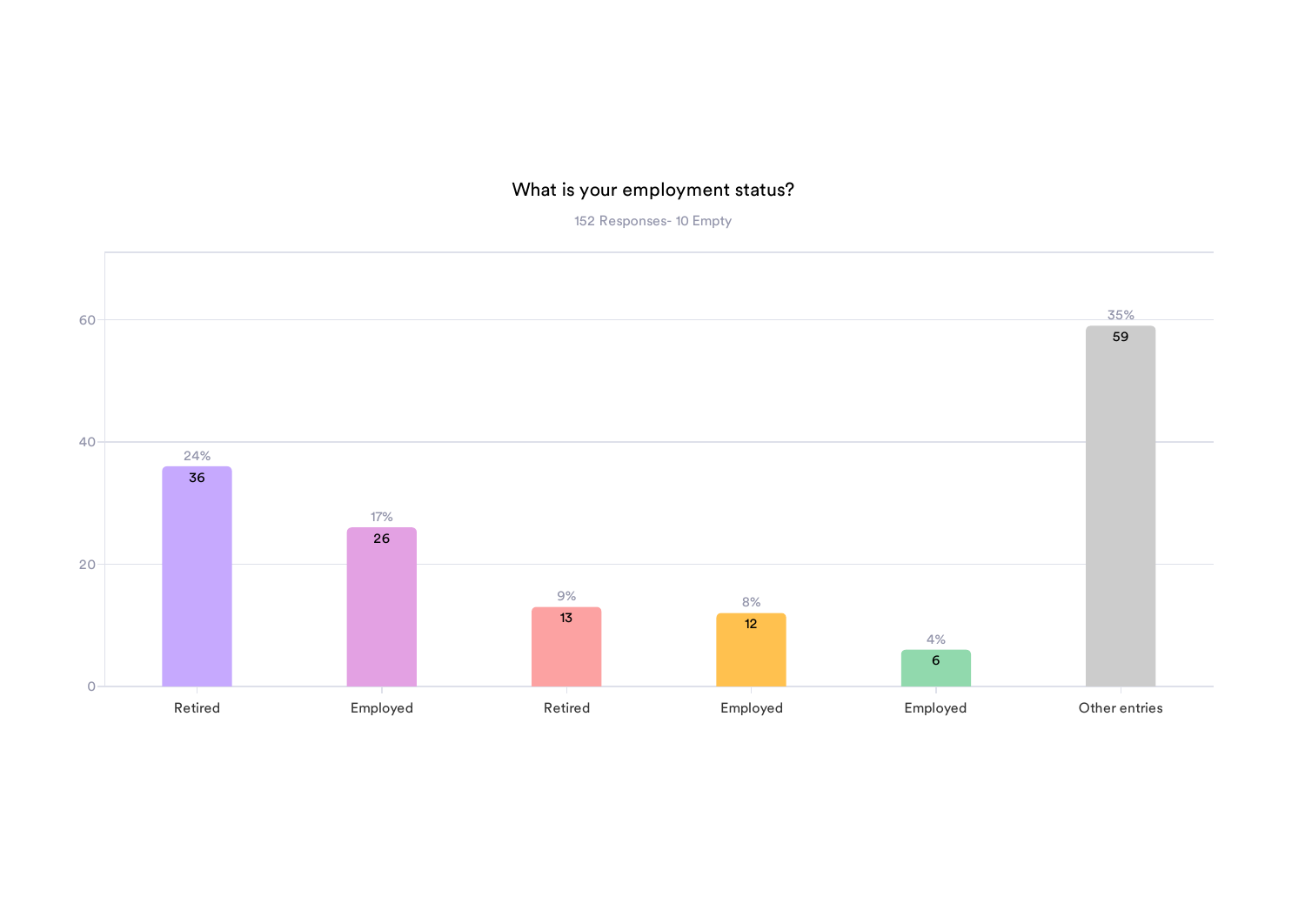## What is your employment status?

152 Responses- 10 Empty

| Response | Count | Percentage |
|---|---|---|
| Retired | 36 | 24% |
| Employed | 26 | 17% |
| Retired | 13 | 9% |
| Employed | 12 | 8% |
| Employed | 6 | 4% |
| Other entries | 59 | 35% |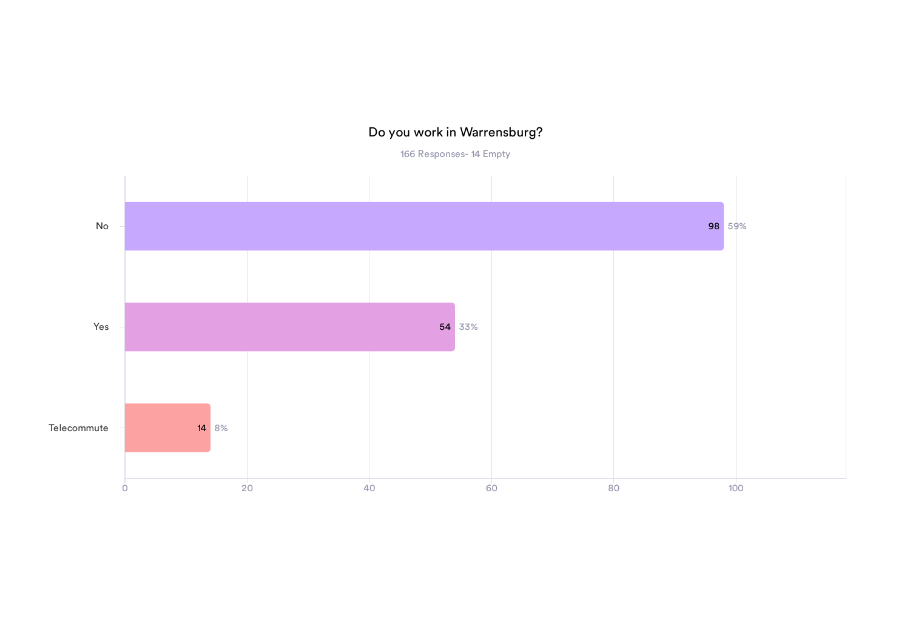## Do you work in Warrensburg?

166 Responses- 14 Empty

| Response | Count | Percent |
|---|---|---|
| No | 98 | 59% |
| Yes | 54 | 33% |
| Telecommute | 14 | 8% |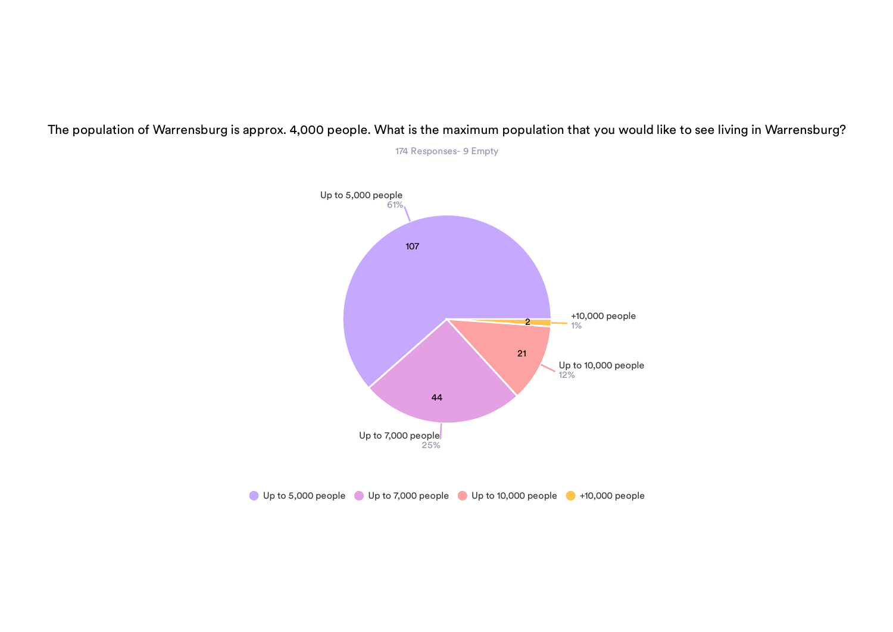The population of Warrensburg is approx. 4,000 people. What is the maximum population that you would like to see living in Warrensburg?

174 Responses- 9 Empty

| Response | Count | Percentage |
|---|---|---|
| Up to 5,000 people | 107 | 61% |
| Up to 7,000 people | 44 | 25% |
| Up to 10,000 people | 21 | 12% |
| +10,000 people | 2 | 1% |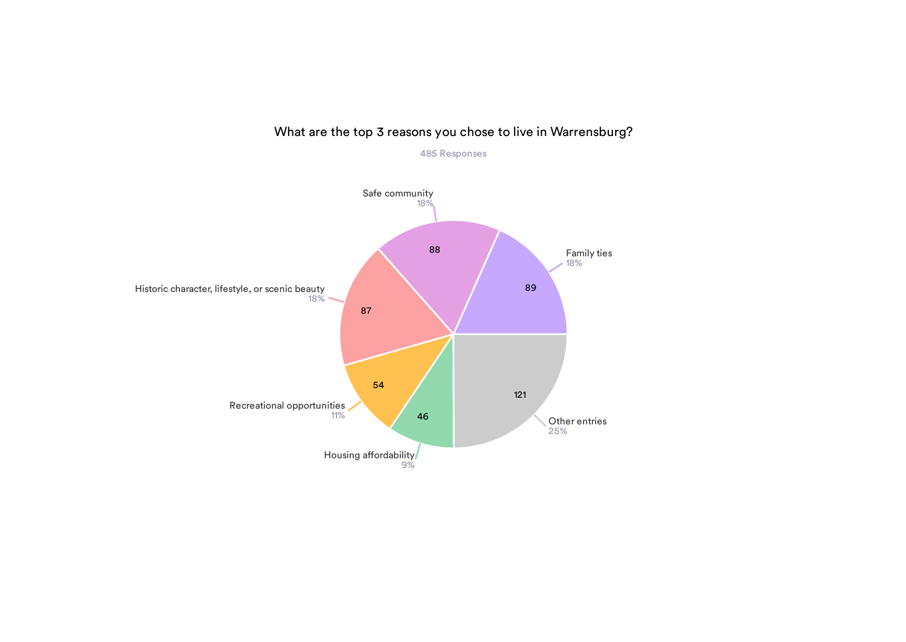## What are the top 3 reasons you chose to live in Warrensburg?

485 Responses

| Reason | Count | Percent |
| --- | --- | --- |
| Family ties | 89 | 18% |
| Safe community | 88 | 18% |
| Historic character, lifestyle, or scenic beauty | 87 | 18% |
| Recreational opportunities | 54 | 11% |
| Housing affordability | 46 | 9% |
| Other entries | 121 | 25% |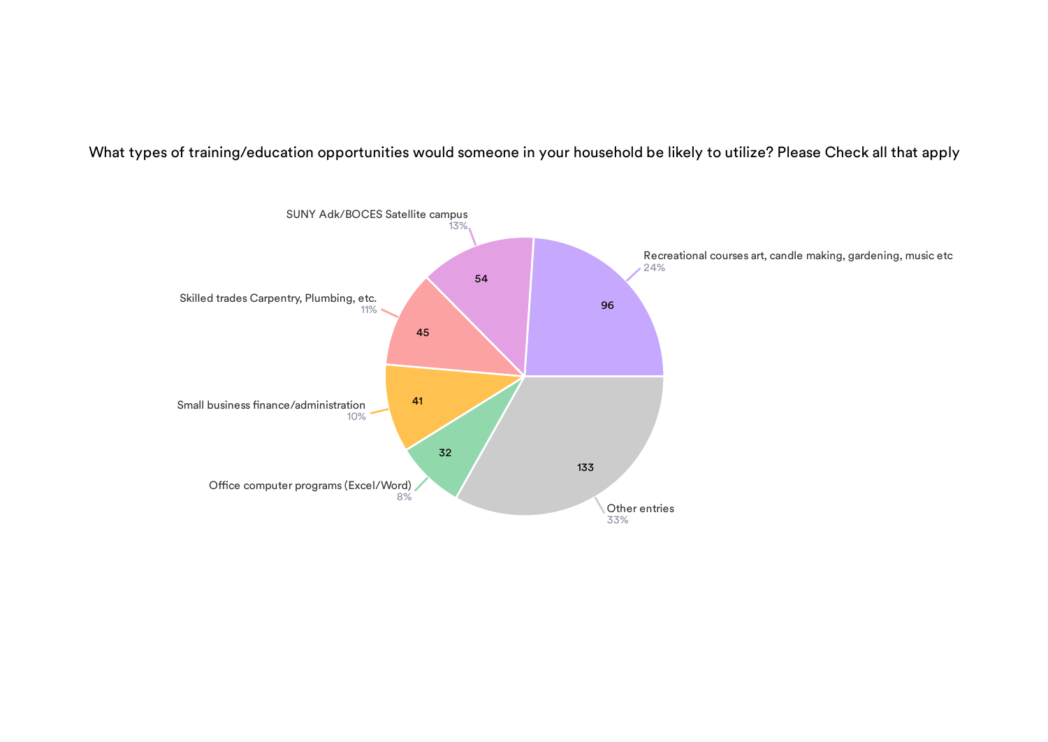What types of training/education opportunities would someone in your household be likely to utilize? Please Check all that apply

| Option | Count | Percent |
| --- | --- | --- |
| Recreational courses art, candle making, gardening, music etc | 96 | 24% |
| SUNY Adk/BOCES Satellite campus | 54 | 13% |
| Skilled trades Carpentry, Plumbing, etc. | 45 | 11% |
| Small business finance/administration | 41 | 10% |
| Office computer programs (Excel/Word) | 32 | 8% |
| Other entries | 133 | 33% |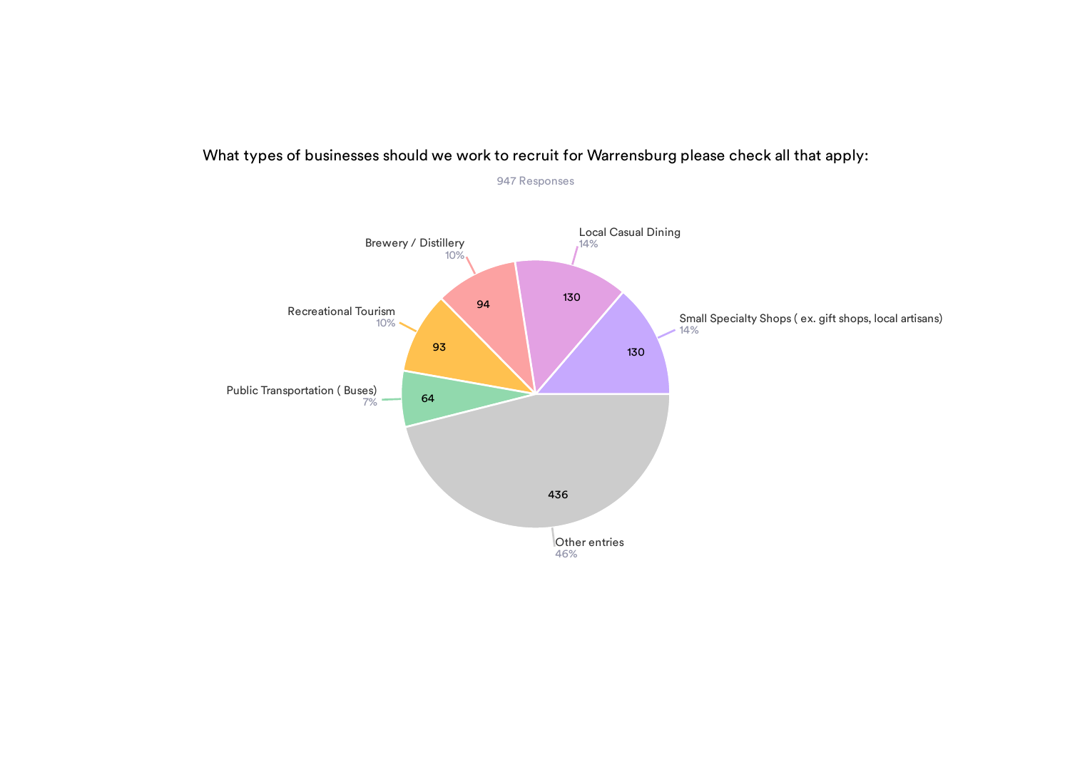## What types of businesses should we work to recruit for Warrensburg please check all that apply:

947 Responses

| Category | Count | Percentage |
|---|---|---|
| Small Specialty Shops ( ex. gift shops, local artisans) | 130 | 14% |
| Local Casual Dining | 130 | 14% |
| Brewery / Distillery | 94 | 10% |
| Recreational Tourism | 93 | 10% |
| Public Transportation ( Buses) | 64 | 7% |
| Other entries | 436 | 46% |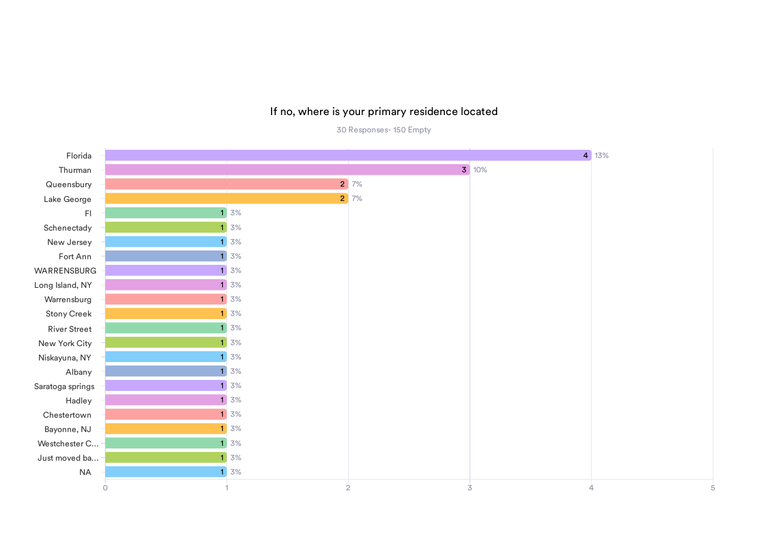## If no, where is your primary residence located

30 Responses- 150 Empty

| Response | Count | Percent |
|---|---|---|
| Florida | 4 | 13% |
| Thurman | 3 | 10% |
| Queensbury | 2 | 7% |
| Lake George | 2 | 7% |
| Fl | 1 | 3% |
| Schenectady | 1 | 3% |
| New Jersey | 1 | 3% |
| Fort Ann | 1 | 3% |
| WARRENSBURG | 1 | 3% |
| Long Island, NY | 1 | 3% |
| Warrensburg | 1 | 3% |
| Stony Creek | 1 | 3% |
| River Street | 1 | 3% |
| New York City | 1 | 3% |
| Niskayuna, NY | 1 | 3% |
| Albany | 1 | 3% |
| Saratoga springs | 1 | 3% |
| Hadley | 1 | 3% |
| Chestertown | 1 | 3% |
| Bayonne, NJ | 1 | 3% |
| Westchester C... | 1 | 3% |
| Just moved ba... | 1 | 3% |
| NA | 1 | 3% |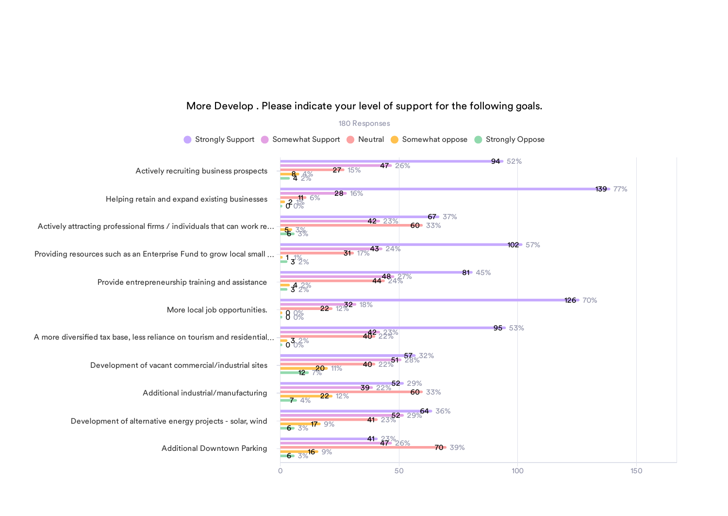## More Develop . Please indicate your level of support for the following goals.

180 Responses

| Goal | Strongly Support | Somewhat Support | Neutral | Somewhat oppose | Strongly Oppose |
|---|---|---|---|---|---|
| Actively recruiting business prospects | 94 (52%) | 47 (26%) | 27 (15%) | 8 (4%) | 4 (2%) |
| Helping retain and expand existing businesses | 139 (77%) | 28 (16%) | 11 (6%) | 2 (1%) | 0 (0%) |
| Actively attracting professional firms / individuals that can work re... | 67 (37%) | 42 (23%) | 60 (33%) | 5 (3%) | 6 (3%) |
| Providing resources such as an Enterprise Fund to grow local small ... | 102 (57%) | 43 (24%) | 31 (17%) | 1 (1%) | 3 (2%) |
| Provide entrepreneurship training and assistance | 81 (45%) | 48 (27%) | 44 (24%) | 4 (2%) | 3 (2%) |
| More local job opportunities. | 126 (70%) | 32 (18%) | 22 (12%) | 0 (0%) | 0 (0%) |
| A more diversified tax base, less reliance on tourism and residential... | 95 (53%) | 42 (23%) | 40 (22%) | 3 (2%) | 0 (0%) |
| Development of vacant commercial/industrial sites | 57 (32%) | 51 (28%) | 40 (22%) | 20 (11%) | 12 (7%) |
| Additional industrial/manufacturing | 52 (29%) | 39 (22%) | 60 (33%) | 22 (12%) | 7 (4%) |
| Development of alternative energy projects - solar, wind | 64 (36%) | 52 (29%) | 41 (23%) | 17 (9%) | 6 (3%) |
| Additional Downtown Parking | 41 (23%) | 47 (26%) | 70 (39%) | 16 (9%) | 6 (3%) |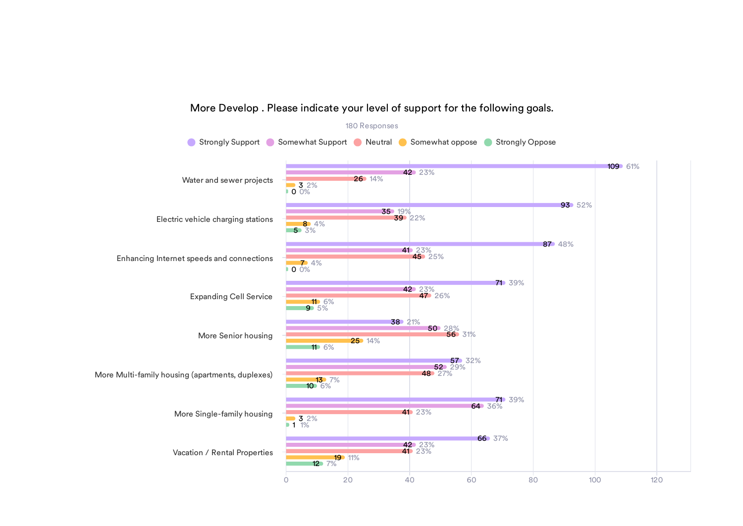More Develop . Please indicate your level of support for the following goals.

180 Responses

| Goal | Strongly Support | Somewhat Support | Neutral | Somewhat oppose | Strongly Oppose |
|---|---|---|---|---|---|
| Water and sewer projects | 109 (61%) | 42 (23%) | 26 (14%) | 3 (2%) | 0 (0%) |
| Electric vehicle charging stations | 93 (52%) | 35 (19%) | 39 (22%) | 8 (4%) | 5 (3%) |
| Enhancing Internet speeds and connections | 87 (48%) | 41 (23%) | 45 (25%) | 7 (4%) | 0 (0%) |
| Expanding Cell Service | 71 (39%) | 42 (23%) | 47 (26%) | 11 (6%) | 9 (5%) |
| More Senior housing | 38 (21%) | 50 (28%) | 56 (31%) | 25 (14%) | 11 (6%) |
| More Multi-family housing (apartments, duplexes) | 57 (32%) | 52 (29%) | 48 (27%) | 13 (7%) | 10 (6%) |
| More Single-family housing | 71 (39%) | 64 (36%) | 41 (23%) | 3 (2%) | 1 (1%) |
| Vacation / Rental Properties | 66 (37%) | 42 (23%) | 41 (23%) | 19 (11%) | 12 (7%) |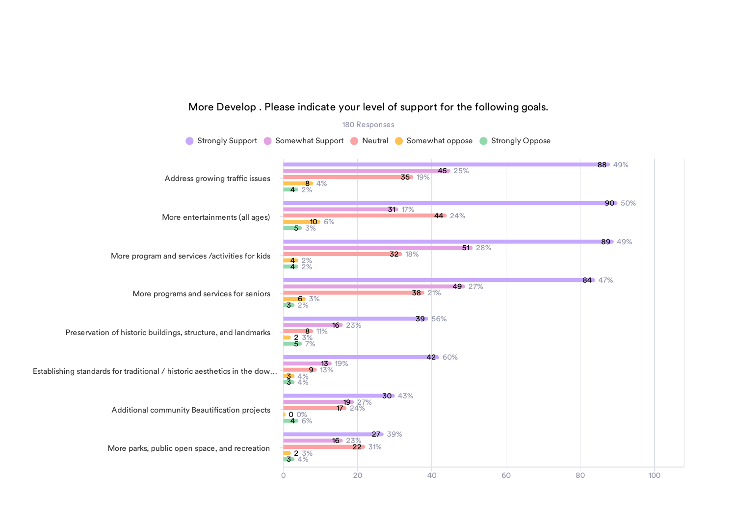More Develop . Please indicate your level of support for the following goals.

180 Responses

| Goal | Strongly Support | Somewhat Support | Neutral | Somewhat oppose | Strongly Oppose |
|---|---|---|---|---|---|
| Address growing traffic issues | 88 (49%) | 45 (25%) | 35 (19%) | 8 (4%) | 4 (2%) |
| More entertainments (all ages) | 90 (50%) | 31 (17%) | 44 (24%) | 10 (6%) | 5 (3%) |
| More program and services /activities for kids | 89 (49%) | 51 (28%) | 32 (18%) | 4 (2%) | 4 (2%) |
| More programs and services for seniors | 84 (47%) | 49 (27%) | 38 (21%) | 6 (3%) | 3 (2%) |
| Preservation of historic buildings, structure, and landmarks | 39 (56%) | 16 (23%) | 8 (11%) | 2 (3%) | 5 (7%) |
| Establishing standards for traditional / historic aesthetics in the dow... | 42 (60%) | 13 (19%) | 9 (13%) | 3 (4%) | 3 (4%) |
| Additional community Beautification projects | 30 (43%) | 19 (27%) | 17 (24%) | 0 (0%) | 4 (6%) |
| More parks, public open space, and recreation | 27 (39%) | 16 (23%) | 22 (31%) | 2 (3%) | 3 (4%) |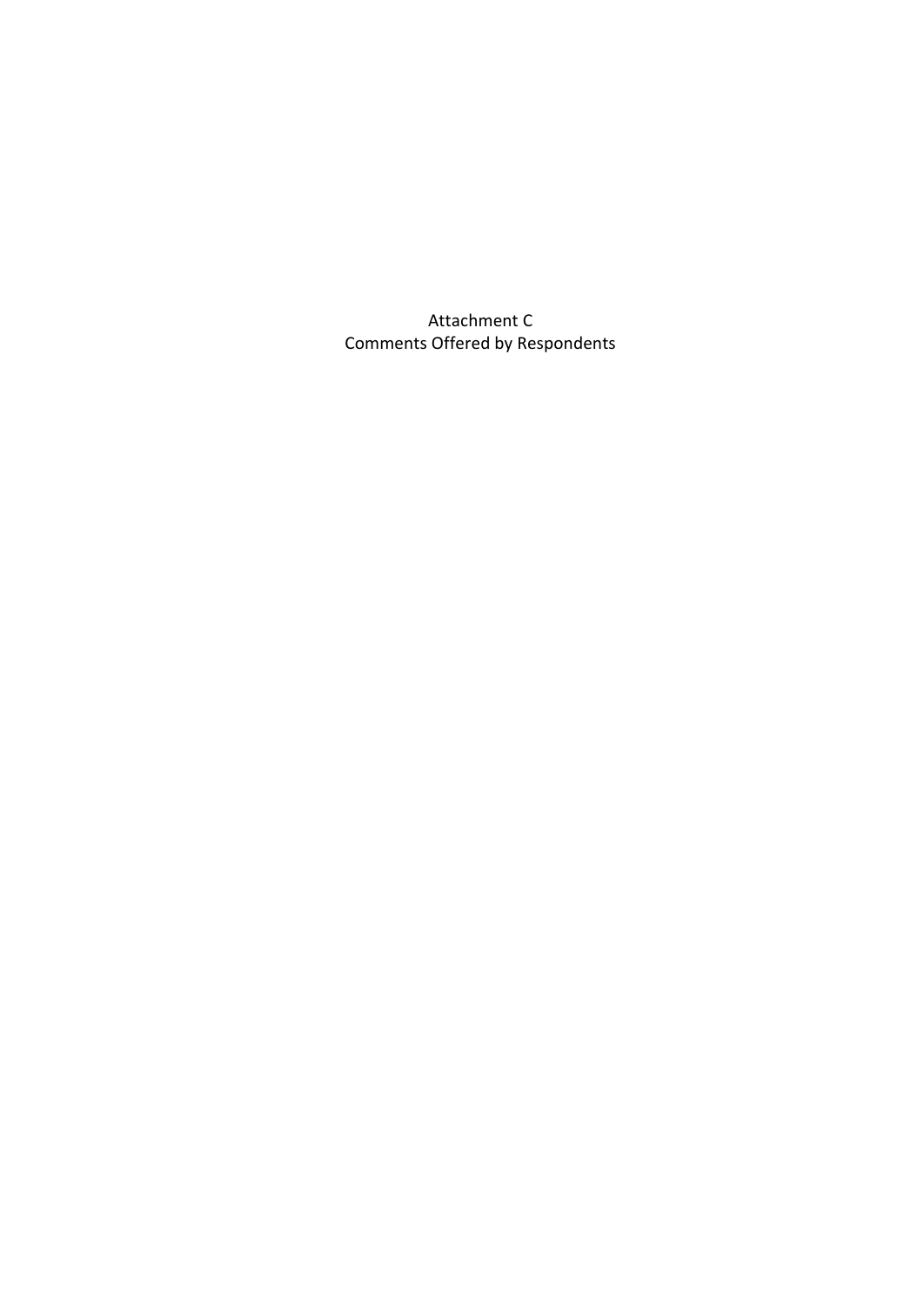# Attachment C
## Comments Offered by Respondents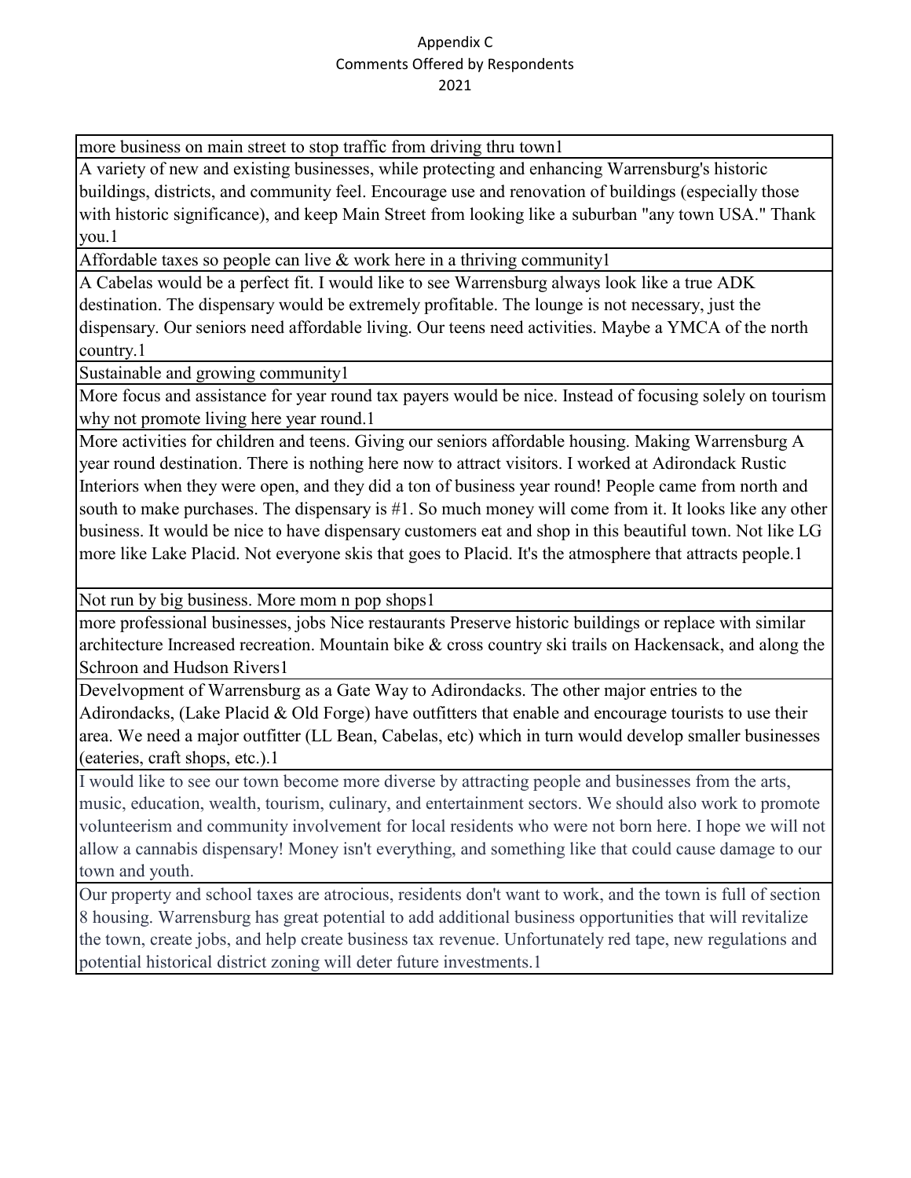Appendix C
Comments Offered by Respondents
2021

| |
|---|
| more business on main street to stop traffic from driving thru town1 |
| A variety of new and existing businesses, while protecting and enhancing Warrensburg's historic buildings, districts, and community feel. Encourage use and renovation of buildings (especially those with historic significance), and keep Main Street from looking like a suburban "any town USA." Thank you.1 |
| Affordable taxes so people can live & work here in a thriving community1 |
| A Cabelas would be a perfect fit. I would like to see Warrensburg always look like a true ADK destination. The dispensary would be extremely profitable. The lounge is not necessary, just the dispensary. Our seniors need affordable living. Our teens need activities. Maybe a YMCA of the north country.1 |
| Sustainable and growing community1 |
| More focus and assistance for year round tax payers would be nice. Instead of focusing solely on tourism why not promote living here year round.1 |
| More activities for children and teens. Giving our seniors affordable housing. Making Warrensburg A year round destination. There is nothing here now to attract visitors. I worked at Adirondack Rustic Interiors when they were open, and they did a ton of business year round! People came from north and south to make purchases. The dispensary is #1. So much money will come from it. It looks like any other business. It would be nice to have dispensary customers eat and shop in this beautiful town. Not like LG more like Lake Placid. Not everyone skis that goes to Placid. It's the atmosphere that attracts people.1 |
| Not run by big business. More mom n pop shops1 |
| more professional businesses, jobs Nice restaurants Preserve historic buildings or replace with similar architecture Increased recreation. Mountain bike & cross country ski trails on Hackensack, and along the Schroon and Hudson Rivers1 |
| Develvopment of Warrensburg as a Gate Way to Adirondacks. The other major entries to the Adirondacks, (Lake Placid & Old Forge) have outfitters that enable and encourage tourists to use their area. We need a major outfitter (LL Bean, Cabelas, etc) which in turn would develop smaller businesses (eateries, craft shops, etc.).1 |
| I would like to see our town become more diverse by attracting people and businesses from the arts, music, education, wealth, tourism, culinary, and entertainment sectors. We should also work to promote volunteerism and community involvement for local residents who were not born here. I hope we will not allow a cannabis dispensary! Money isn't everything, and something like that could cause damage to our town and youth. |
| Our property and school taxes are atrocious, residents don't want to work, and the town is full of section 8 housing. Warrensburg has great potential to add additional business opportunities that will revitalize the town, create jobs, and help create business tax revenue. Unfortunately red tape, new regulations and potential historical district zoning will deter future investments.1 |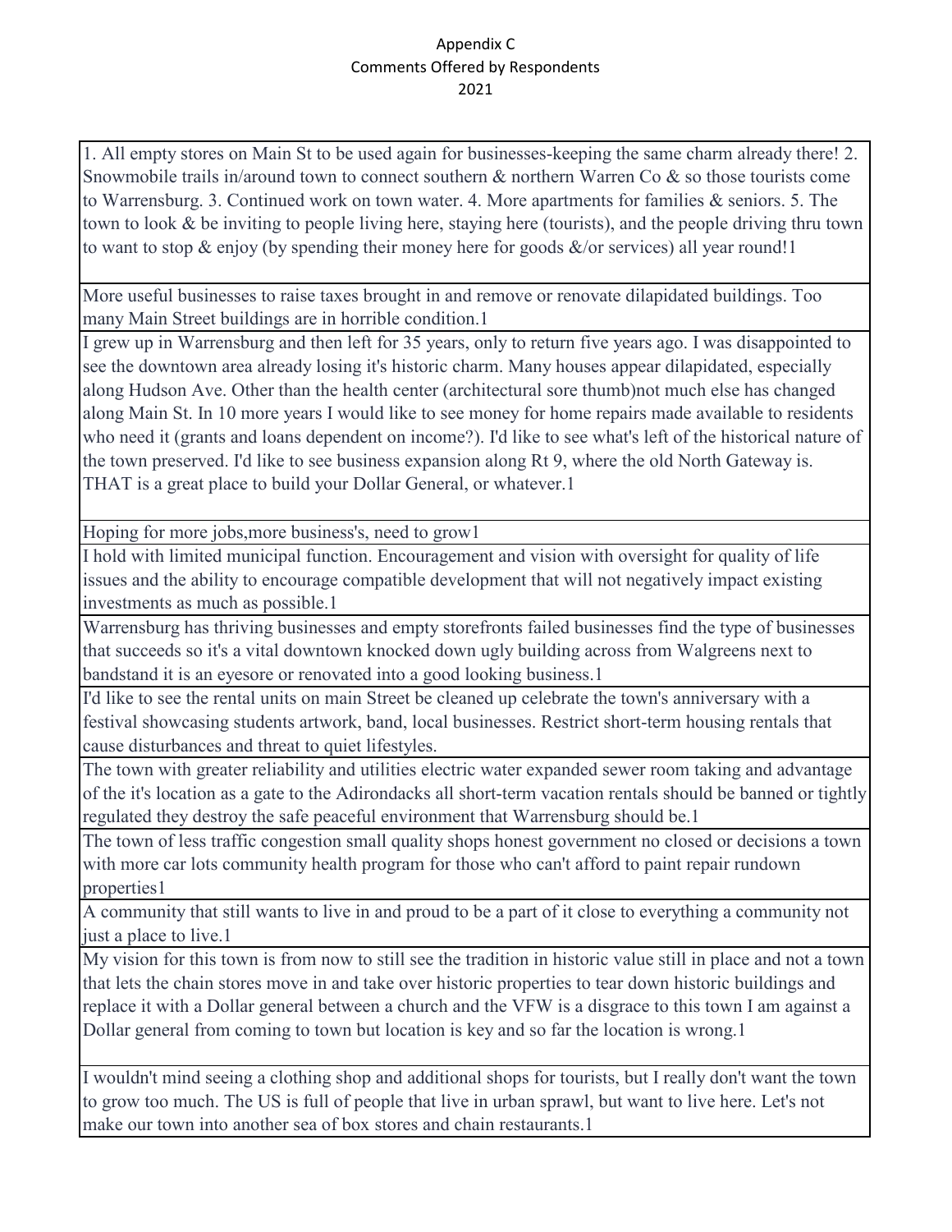Appendix C
Comments Offered by Respondents
2021

| |
|---|
| 1. All empty stores on Main St to be used again for businesses-keeping the same charm already there! 2. Snowmobile trails in/around town to connect southern & northern Warren Co & so those tourists come to Warrensburg. 3. Continued work on town water. 4. More apartments for families & seniors. 5. The town to look & be inviting to people living here, staying here (tourists), and the people driving thru town to want to stop & enjoy (by spending their money here for goods &/or services) all year round!1 |
| More useful businesses to raise taxes brought in and remove or renovate dilapidated buildings. Too many Main Street buildings are in horrible condition.1 |
| I grew up in Warrensburg and then left for 35 years, only to return five years ago. I was disappointed to see the downtown area already losing it's historic charm. Many houses appear dilapidated, especially along Hudson Ave. Other than the health center (architectural sore thumb)not much else has changed along Main St. In 10 more years I would like to see money for home repairs made available to residents who need it (grants and loans dependent on income?). I'd like to see what's left of the historical nature of the town preserved. I'd like to see business expansion along Rt 9, where the old North Gateway is. THAT is a great place to build your Dollar General, or whatever.1 |
| Hoping for more jobs,more business's, need to grow1 |
| I hold with limited municipal function. Encouragement and vision with oversight for quality of life issues and the ability to encourage compatible development that will not negatively impact existing investments as much as possible.1 |
| Warrensburg has thriving businesses and empty storefronts failed businesses find the type of businesses that succeeds so it's a vital downtown knocked down ugly building across from Walgreens next to bandstand it is an eyesore or renovated into a good looking business.1 |
| I'd like to see the rental units on main Street be cleaned up celebrate the town's anniversary with a festival showcasing students artwork, band, local businesses. Restrict short-term housing rentals that cause disturbances and threat to quiet lifestyles. |
| The town with greater reliability and utilities electric water expanded sewer room taking and advantage of the it's location as a gate to the Adirondacks all short-term vacation rentals should be banned or tightly regulated they destroy the safe peaceful environment that Warrensburg should be.1 |
| The town of less traffic congestion small quality shops honest government no closed or decisions a town with more car lots community health program for those who can't afford to paint repair rundown properties1 |
| A community that still wants to live in and proud to be a part of it close to everything a community not just a place to live.1 |
| My vision for this town is from now to still see the tradition in historic value still in place and not a town that lets the chain stores move in and take over historic properties to tear down historic buildings and replace it with a Dollar general between a church and the VFW is a disgrace to this town I am against a Dollar general from coming to town but location is key and so far the location is wrong.1 |
| I wouldn't mind seeing a clothing shop and additional shops for tourists, but I really don't want the town to grow too much. The US is full of people that live in urban sprawl, but want to live here. Let's not make our town into another sea of box stores and chain restaurants.1 |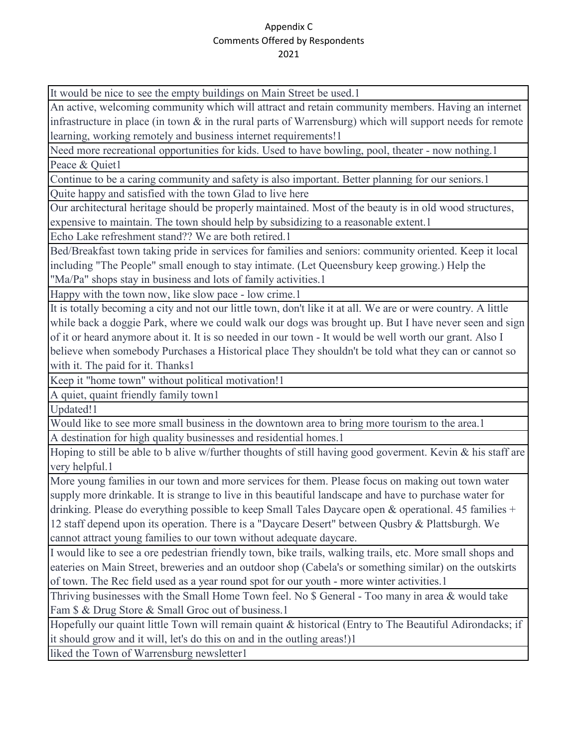Appendix C
Comments Offered by Respondents
2021

| It would be nice to see the empty buildings on Main Street be used.1 |
|---|
| An active, welcoming community which will attract and retain community members. Having an internet infrastructure in place (in town & in the rural parts of Warrensburg) which will support needs for remote learning, working remotely and business internet requirements!1 |
| Need more recreational opportunities for kids. Used to have bowling, pool, theater - now nothing.1 |
| Peace & Quiet1 |
| Continue to be a caring community and safety is also important. Better planning for our seniors.1 |
| Quite happy and satisfied with the town Glad to live here |
| Our architectural heritage should be properly maintained. Most of the beauty is in old wood structures, expensive to maintain. The town should help by subsidizing to a reasonable extent.1 |
| Echo Lake refreshment stand?? We are both retired.1 |
| Bed/Breakfast town taking pride in services for families and seniors: community oriented. Keep it local including "The People" small enough to stay intimate. (Let Queensbury keep growing.) Help the "Ma/Pa" shops stay in business and lots of family activities.1 |
| Happy with the town now, like slow pace - low crime.1 |
| It is totally becoming a city and not our little town, don't like it at all. We are or were country. A little while back a doggie Park, where we could walk our dogs was brought up. But I have never seen and sign of it or heard anymore about it. It is so needed in our town - It would be well worth our grant. Also I believe when somebody Purchases a Historical place They shouldn't be told what they can or cannot so with it. The paid for it. Thanks1 |
| Keep it "home town" without political motivation!1 |
| A quiet, quaint friendly family town1 |
| Updated!1 |
| Would like to see more small business in the downtown area to bring more tourism to the area.1 |
| A destination for high quality businesses and residential homes.1 |
| Hoping to still be able to b alive w/further thoughts of still having good goverment. Kevin & his staff are very helpful.1 |
| More young families in our town and more services for them. Please focus on making out town water supply more drinkable. It is strange to live in this beautiful landscape and have to purchase water for drinking. Please do everything possible to keep Small Tales Daycare open & operational. 45 families + 12 staff depend upon its operation. There is a "Daycare Desert" between Qusbry & Plattsburgh. We cannot attract young families to our town without adequate daycare. |
| I would like to see a ore pedestrian friendly town, bike trails, walking trails, etc. More small shops and eateries on Main Street, breweries and an outdoor shop (Cabela's or something similar) on the outskirts of town. The Rec field used as a year round spot for our youth - more winter activities.1 |
| Thriving businesses with the Small Home Town feel. No $ General - Too many in area & would take Fam $ & Drug Store & Small Groc out of business.1 |
| Hopefully our quaint little Town will remain quaint & historical (Entry to The Beautiful Adirondacks; if it should grow and it will, let's do this on and in the outling areas!)1 |
| liked the Town of Warrensburg newsletter1 |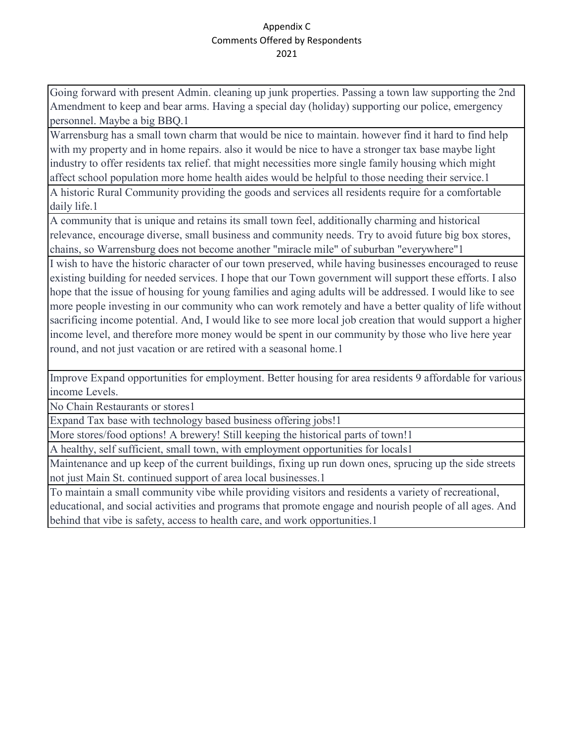Appendix C
Comments Offered by Respondents
2021

| |
|---|
| Going forward with present Admin. cleaning up junk properties. Passing a town law supporting the 2nd Amendment to keep and bear arms. Having a special day (holiday) supporting our police, emergency personnel. Maybe a big BBQ.1 |
| Warrensburg has a small town charm that would be nice to maintain. however find it hard to find help with my property and in home repairs. also it would be nice to have a stronger tax base maybe light industry to offer residents tax relief. that might necessities more single family housing which might affect school population more home health aides would be helpful to those needing their service.1 |
| A historic Rural Community providing the goods and services all residents require for a comfortable daily life.1 |
| A community that is unique and retains its small town feel, additionally charming and historical relevance, encourage diverse, small business and community needs. Try to avoid future big box stores, chains, so Warrensburg does not become another "miracle mile" of suburban "everywhere"1 |
| I wish to have the historic character of our town preserved, while having businesses encouraged to reuse existing building for needed services. I hope that our Town government will support these efforts. I also hope that the issue of housing for young families and aging adults will be addressed. I would like to see more people investing in our community who can work remotely and have a better quality of life without sacrificing income potential. And, I would like to see more local job creation that would support a higher income level, and therefore more money would be spent in our community by those who live here year round, and not just vacation or are retired with a seasonal home.1 |
| Improve Expand opportunities for employment. Better housing for area residents 9 affordable for various income Levels. |
| No Chain Restaurants or stores1 |
| Expand Tax base with technology based business offering jobs!1 |
| More stores/food options! A brewery! Still keeping the historical parts of town!1 |
| A healthy, self sufficient, small town, with employment opportunities for locals1 |
| Maintenance and up keep of the current buildings, fixing up run down ones, sprucing up the side streets not just Main St. continued support of area local businesses.1 |
| To maintain a small community vibe while providing visitors and residents a variety of recreational, educational, and social activities and programs that promote engage and nourish people of all ages. And behind that vibe is safety, access to health care, and work opportunities.1 |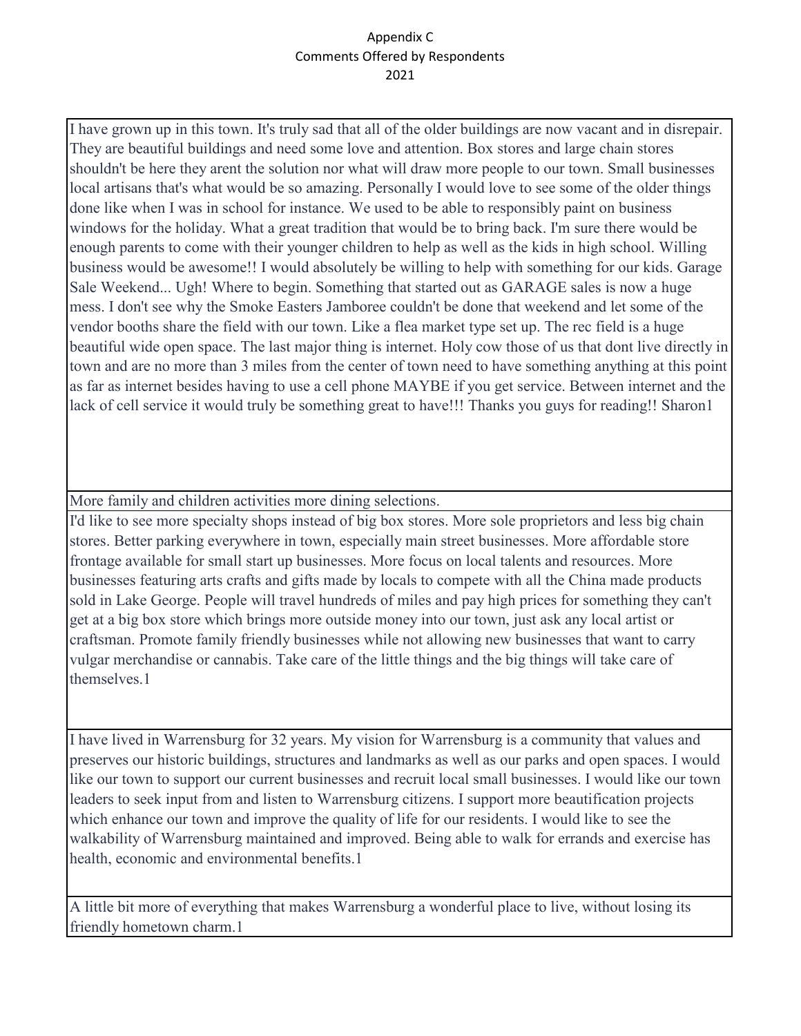Appendix C
Comments Offered by Respondents
2021

| |
|---|
| I have grown up in this town. It's truly sad that all of the older buildings are now vacant and in disrepair. They are beautiful buildings and need some love and attention. Box stores and large chain stores shouldn't be here they arent the solution nor what will draw more people to our town. Small businesses local artisans that's what would be so amazing. Personally I would love to see some of the older things done like when I was in school for instance. We used to be able to responsibly paint on business windows for the holiday. What a great tradition that would be to bring back. I'm sure there would be enough parents to come with their younger children to help as well as the kids in high school. Willing business would be awesome!! I would absolutely be willing to help with something for our kids. Garage Sale Weekend... Ugh! Where to begin. Something that started out as GARAGE sales is now a huge mess. I don't see why the Smoke Easters Jamboree couldn't be done that weekend and let some of the vendor booths share the field with our town. Like a flea market type set up. The rec field is a huge beautiful wide open space. The last major thing is internet. Holy cow those of us that dont live directly in town and are no more than 3 miles from the center of town need to have something anything at this point as far as internet besides having to use a cell phone MAYBE if you get service. Between internet and the lack of cell service it would truly be something great to have!!! Thanks you guys for reading!! Sharon1 |
| More family and children activities more dining selections. |
| I'd like to see more specialty shops instead of big box stores. More sole proprietors and less big chain stores. Better parking everywhere in town, especially main street businesses. More affordable store frontage available for small start up businesses. More focus on local talents and resources. More businesses featuring arts crafts and gifts made by locals to compete with all the China made products sold in Lake George. People will travel hundreds of miles and pay high prices for something they can't get at a big box store which brings more outside money into our town, just ask any local artist or craftsman. Promote family friendly businesses while not allowing new businesses that want to carry vulgar merchandise or cannabis. Take care of the little things and the big things will take care of themselves.1 |
| I have lived in Warrensburg for 32 years. My vision for Warrensburg is a community that values and preserves our historic buildings, structures and landmarks as well as our parks and open spaces. I would like our town to support our current businesses and recruit local small businesses. I would like our town leaders to seek input from and listen to Warrensburg citizens. I support more beautification projects which enhance our town and improve the quality of life for our residents. I would like to see the walkability of Warrensburg maintained and improved. Being able to walk for errands and exercise has health, economic and environmental benefits.1 |
| A little bit more of everything that makes Warrensburg a wonderful place to live, without losing its friendly hometown charm.1 |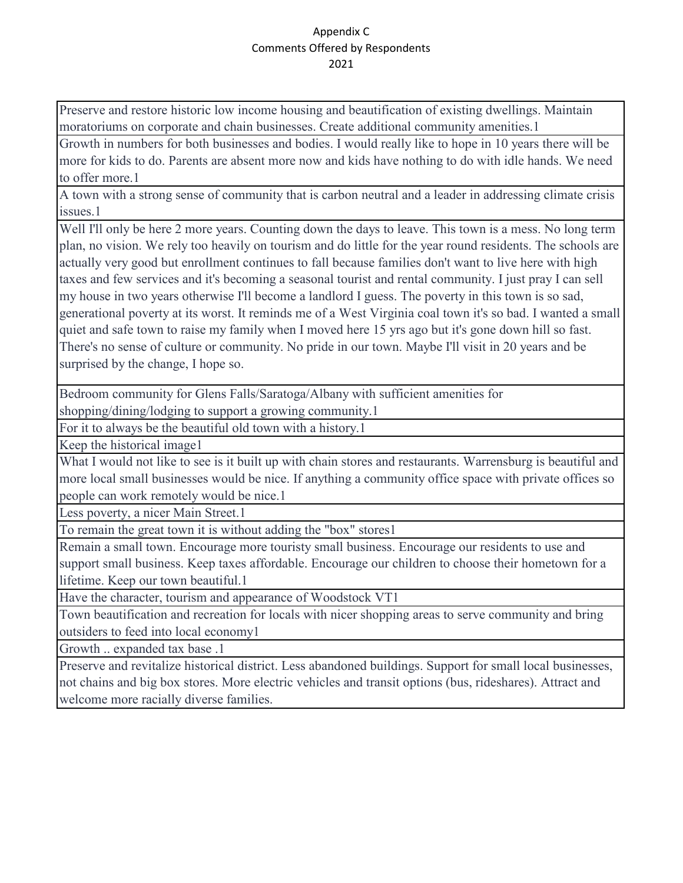Appendix C
Comments Offered by Respondents
2021

| |
|---|
| Preserve and restore historic low income housing and beautification of existing dwellings. Maintain moratoriums on corporate and chain businesses. Create additional community amenities.1 |
| Growth in numbers for both businesses and bodies. I would really like to hope in 10 years there will be more for kids to do. Parents are absent more now and kids have nothing to do with idle hands. We need to offer more.1 |
| A town with a strong sense of community that is carbon neutral and a leader in addressing climate crisis issues.1 |
| Well I'll only be here 2 more years. Counting down the days to leave. This town is a mess. No long term plan, no vision. We rely too heavily on tourism and do little for the year round residents. The schools are actually very good but enrollment continues to fall because families don't want to live here with high taxes and few services and it's becoming a seasonal tourist and rental community. I just pray I can sell my house in two years otherwise I'll become a landlord I guess. The poverty in this town is so sad, generational poverty at its worst. It reminds me of a West Virginia coal town it's so bad. I wanted a small quiet and safe town to raise my family when I moved here 15 yrs ago but it's gone down hill so fast. There's no sense of culture or community. No pride in our town. Maybe I'll visit in 20 years and be surprised by the change, I hope so. |
| Bedroom community for Glens Falls/Saratoga/Albany with sufficient amenities for shopping/dining/lodging to support a growing community.1 |
| For it to always be the beautiful old town with a history.1 |
| Keep the historical image1 |
| What I would not like to see is it built up with chain stores and restaurants. Warrensburg is beautiful and more local small businesses would be nice. If anything a community office space with private offices so people can work remotely would be nice.1 |
| Less poverty, a nicer Main Street.1 |
| To remain the great town it is without adding the "box" stores1 |
| Remain a small town. Encourage more touristy small business. Encourage our residents to use and support small business. Keep taxes affordable. Encourage our children to choose their hometown for a lifetime. Keep our town beautiful.1 |
| Have the character, tourism and appearance of Woodstock VT1 |
| Town beautification and recreation for locals with nicer shopping areas to serve community and bring outsiders to feed into local economy1 |
| Growth .. expanded tax base .1 |
| Preserve and revitalize historical district. Less abandoned buildings. Support for small local businesses, not chains and big box stores. More electric vehicles and transit options (bus, rideshares). Attract and welcome more racially diverse families. |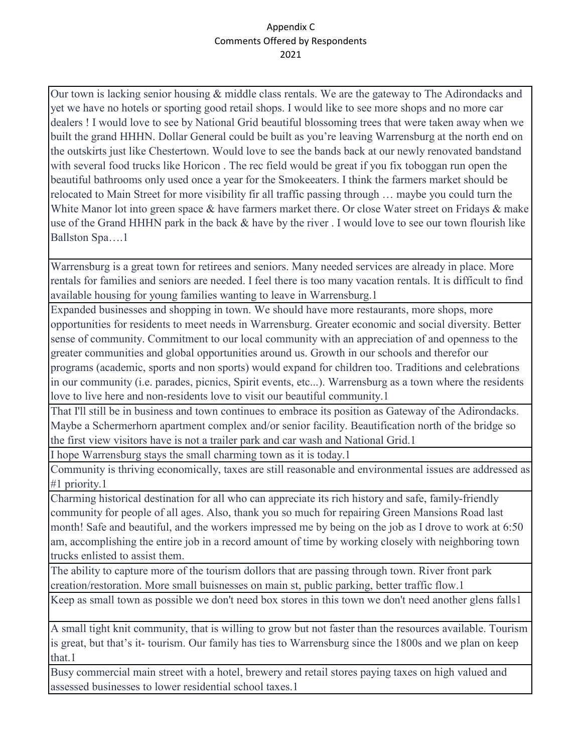Appendix C
Comments Offered by Respondents
2021

| |
|---|
| Our town is lacking senior housing & middle class rentals. We are the gateway to The Adirondacks and yet we have no hotels or sporting good retail shops. I would like to see more shops and no more car dealers ! I would love to see by National Grid beautiful blossoming trees that were taken away when we built the grand HHHN. Dollar General could be built as you're leaving Warrensburg at the north end on the outskirts just like Chestertown. Would love to see the bands back at our newly renovated bandstand with several food trucks like Horicon . The rec field would be great if you fix toboggan run open the beautiful bathrooms only used once a year for the Smokeeaters. I think the farmers market should be relocated to Main Street for more visibility fir all traffic passing through … maybe you could turn the White Manor lot into green space & have farmers market there. Or close Water street on Fridays & make use of the Grand HHHN park in the back & have by the river . I would love to see our town flourish like Ballston Spa….1 |
| Warrensburg is a great town for retirees and seniors. Many needed services are already in place. More rentals for families and seniors are needed. I feel there is too many vacation rentals. It is difficult to find available housing for young families wanting to leave in Warrensburg.1 |
| Expanded businesses and shopping in town. We should have more restaurants, more shops, more opportunities for residents to meet needs in Warrensburg. Greater economic and social diversity. Better sense of community. Commitment to our local community with an appreciation of and openness to the greater communities and global opportunities around us. Growth in our schools and therefor our programs (academic, sports and non sports) would expand for children too. Traditions and celebrations in our community (i.e. parades, picnics, Spirit events, etc...). Warrensburg as a town where the residents love to live here and non-residents love to visit our beautiful community.1 |
| That I'll still be in business and town continues to embrace its position as Gateway of the Adirondacks. Maybe a Schermerhorn apartment complex and/or senior facility. Beautification north of the bridge so the first view visitors have is not a trailer park and car wash and National Grid.1 |
| I hope Warrensburg stays the small charming town as it is today.1 |
| Community is thriving economically, taxes are still reasonable and environmental issues are addressed as #1 priority.1 |
| Charming historical destination for all who can appreciate its rich history and safe, family-friendly community for people of all ages. Also, thank you so much for repairing Green Mansions Road last month! Safe and beautiful, and the workers impressed me by being on the job as I drove to work at 6:50 am, accomplishing the entire job in a record amount of time by working closely with neighboring town trucks enlisted to assist them. |
| The ability to capture more of the tourism dollars that are passing through town. River front park creation/restoration. More small buisnesses on main st, public parking, better traffic flow.1 |
| Keep as small town as possible we don't need box stores in this town we don't need another glens falls1 |
| A small tight knit community, that is willing to grow but not faster than the resources available. Tourism is great, but that's it- tourism. Our family has ties to Warrensburg since the 1800s and we plan on keep that.1 |
| Busy commercial main street with a hotel, brewery and retail stores paying taxes on high valued and assessed businesses to lower residential school taxes.1 |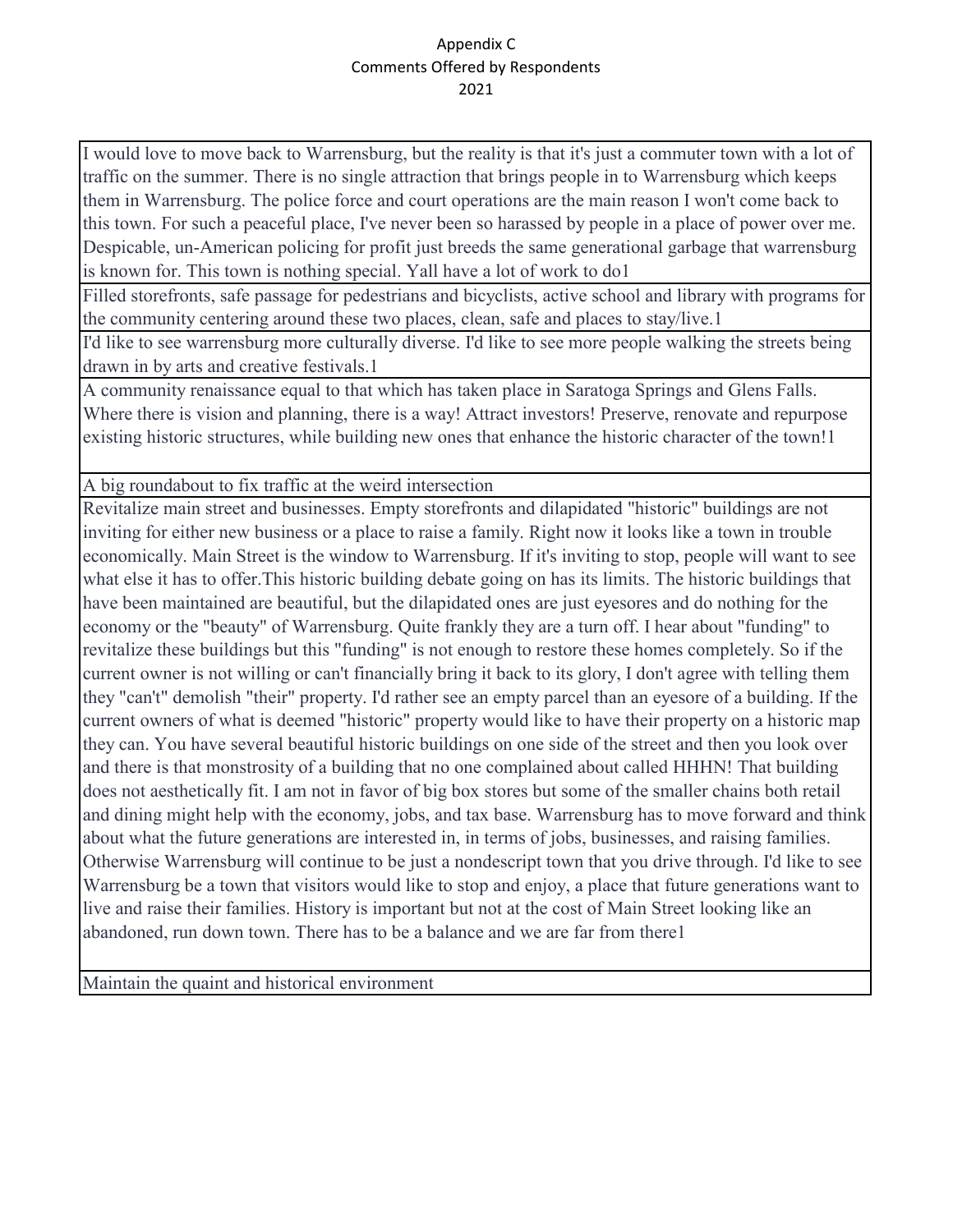Appendix C
Comments Offered by Respondents
2021

| |
|---|
| I would love to move back to Warrensburg, but the reality is that it's just a commuter town with a lot of traffic on the summer. There is no single attraction that brings people in to Warrensburg which keeps them in Warrensburg. The police force and court operations are the main reason I won't come back to this town. For such a peaceful place, I've never been so harassed by people in a place of power over me. Despicable, un-American policing for profit just breeds the same generational garbage that warrensburg is known for. This town is nothing special. Yall have a lot of work to do1 |
| Filled storefronts, safe passage for pedestrians and bicyclists, active school and library with programs for the community centering around these two places, clean, safe and places to stay/live.1 |
| I'd like to see warrensburg more culturally diverse. I'd like to see more people walking the streets being drawn in by arts and creative festivals.1 |
| A community renaissance equal to that which has taken place in Saratoga Springs and Glens Falls. Where there is vision and planning, there is a way! Attract investors! Preserve, renovate and repurpose existing historic structures, while building new ones that enhance the historic character of the town!1 |
| A big roundabout to fix traffic at the weird intersection |
| Revitalize main street and businesses. Empty storefronts and dilapidated "historic" buildings are not inviting for either new business or a place to raise a family. Right now it looks like a town in trouble economically. Main Street is the window to Warrensburg. If it's inviting to stop, people will want to see what else it has to offer.This historic building debate going on has its limits. The historic buildings that have been maintained are beautiful, but the dilapidated ones are just eyesores and do nothing for the economy or the "beauty" of Warrensburg. Quite frankly they are a turn off. I hear about "funding" to revitalize these buildings but this "funding" is not enough to restore these homes completely. So if the current owner is not willing or can't financially bring it back to its glory, I don't agree with telling them they "can't" demolish "their" property. I'd rather see an empty parcel than an eyesore of a building. If the current owners of what is deemed "historic" property would like to have their property on a historic map they can. You have several beautiful historic buildings on one side of the street and then you look over and there is that monstrosity of a building that no one complained about called HHHN! That building does not aesthetically fit. I am not in favor of big box stores but some of the smaller chains both retail and dining might help with the economy, jobs, and tax base. Warrensburg has to move forward and think about what the future generations are interested in, in terms of jobs, businesses, and raising families. Otherwise Warrensburg will continue to be just a nondescript town that you drive through. I'd like to see Warrensburg be a town that visitors would like to stop and enjoy, a place that future generations want to live and raise their families. History is important but not at the cost of Main Street looking like an abandoned, run down town. There has to be a balance and we are far from there1 |
| Maintain the quaint and historical environment |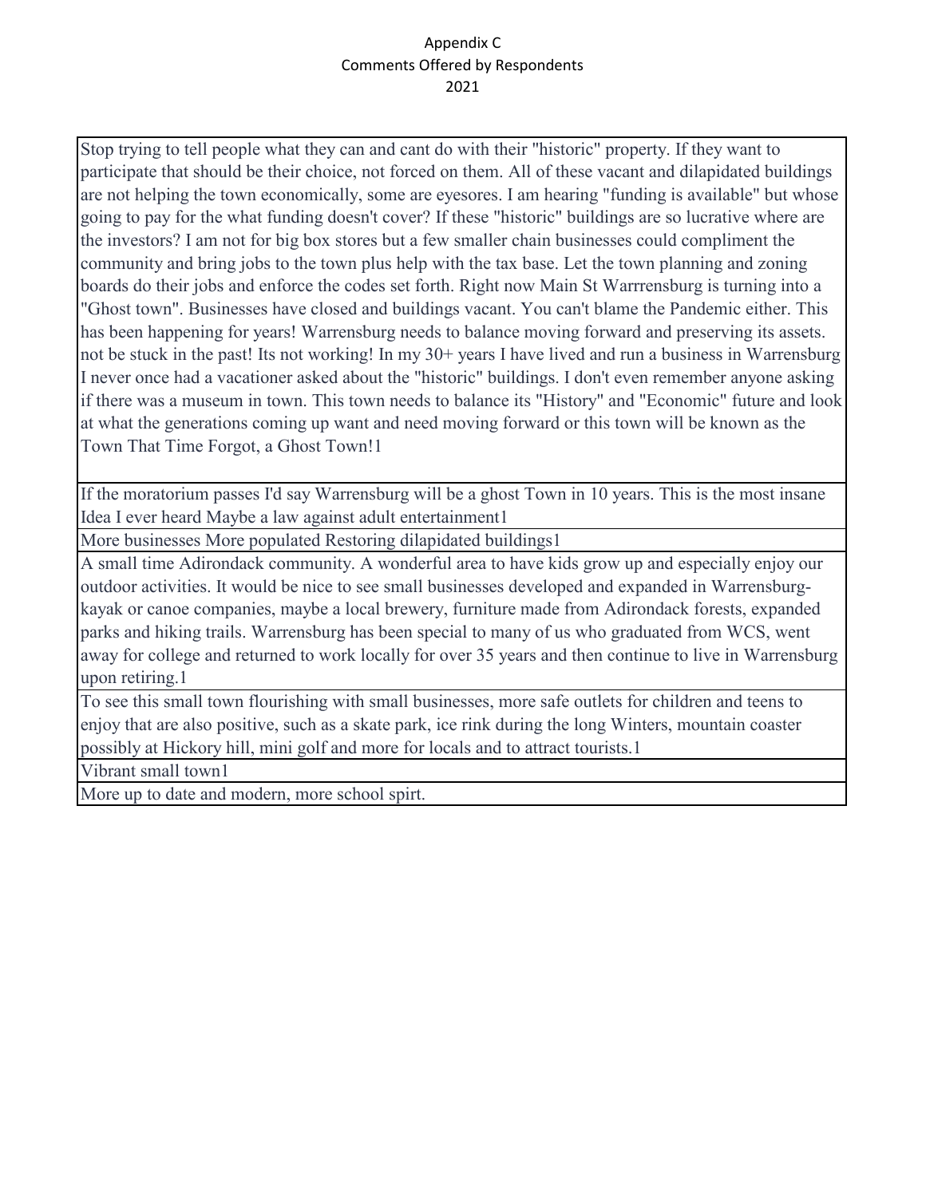Appendix C
Comments Offered by Respondents
2021

| |
|---|
| Stop trying to tell people what they can and cant do with their "historic" property. If they want to participate that should be their choice, not forced on them. All of these vacant and dilapidated buildings are not helping the town economically, some are eyesores. I am hearing "funding is available" but whose going to pay for the what funding doesn't cover? If these "historic" buildings are so lucrative where are the investors? I am not for big box stores but a few smaller chain businesses could compliment the community and bring jobs to the town plus help with the tax base. Let the town planning and zoning boards do their jobs and enforce the codes set forth. Right now Main St Warrrensburg is turning into a "Ghost town". Businesses have closed and buildings vacant. You can't blame the Pandemic either. This has been happening for years! Warrensburg needs to balance moving forward and preserving its assets. not be stuck in the past! Its not working! In my 30+ years I have lived and run a business in Warrensburg I never once had a vacationer asked about the "historic" buildings. I don't even remember anyone asking if there was a museum in town. This town needs to balance its "History" and "Economic" future and look at what the generations coming up want and need moving forward or this town will be known as the Town That Time Forgot, a Ghost Town!1 |
| If the moratorium passes I'd say Warrensburg will be a ghost Town in 10 years. This is the most insane Idea I ever heard Maybe a law against adult entertainment1 |
| More businesses More populated Restoring dilapidated buildings1 |
| A small time Adirondack community. A wonderful area to have kids grow up and especially enjoy our outdoor activities. It would be nice to see small businesses developed and expanded in Warrensburg-kayak or canoe companies, maybe a local brewery, furniture made from Adirondack forests, expanded parks and hiking trails. Warrensburg has been special to many of us who graduated from WCS, went away for college and returned to work locally for over 35 years and then continue to live in Warrensburg upon retiring.1 |
| To see this small town flourishing with small businesses, more safe outlets for children and teens to enjoy that are also positive, such as a skate park, ice rink during the long Winters, mountain coaster possibly at Hickory hill, mini golf and more for locals and to attract tourists.1 |
| Vibrant small town1 |
| More up to date and modern, more school spirt. |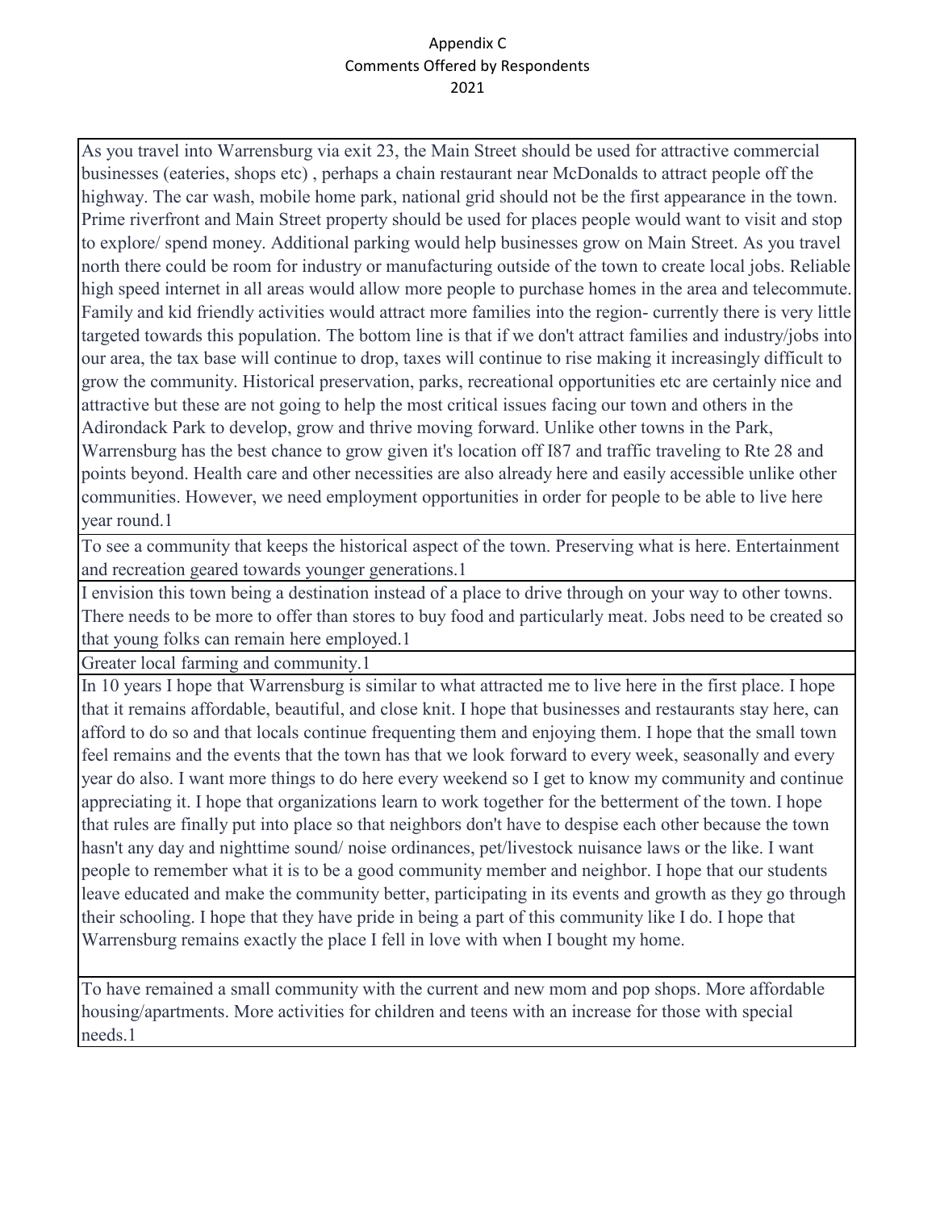# Appendix C
## Comments Offered by Respondents
## 2021

| |
|---|
| As you travel into Warrensburg via exit 23, the Main Street should be used for attractive commercial businesses (eateries, shops etc) , perhaps a chain restaurant near McDonalds to attract people off the highway. The car wash, mobile home park, national grid should not be the first appearance in the town. Prime riverfront and Main Street property should be used for places people would want to visit and stop to explore/ spend money. Additional parking would help businesses grow on Main Street. As you travel north there could be room for industry or manufacturing outside of the town to create local jobs. Reliable high speed internet in all areas would allow more people to purchase homes in the area and telecommute. Family and kid friendly activities would attract more families into the region- currently there is very little targeted towards this population. The bottom line is that if we don't attract families and industry/jobs into our area, the tax base will continue to drop, taxes will continue to rise making it increasingly difficult to grow the community. Historical preservation, parks, recreational opportunities etc are certainly nice and attractive but these are not going to help the most critical issues facing our town and others in the Adirondack Park to develop, grow and thrive moving forward. Unlike other towns in the Park, Warrensburg has the best chance to grow given it's location off I87 and traffic traveling to Rte 28 and points beyond. Health care and other necessities are also already here and easily accessible unlike other communities. However, we need employment opportunities in order for people to be able to live here year round.1 |
| To see a community that keeps the historical aspect of the town. Preserving what is here. Entertainment and recreation geared towards younger generations.1 |
| I envision this town being a destination instead of a place to drive through on your way to other towns. There needs to be more to offer than stores to buy food and particularly meat. Jobs need to be created so that young folks can remain here employed.1 |
| Greater local farming and community.1 |
| In 10 years I hope that Warrensburg is similar to what attracted me to live here in the first place. I hope that it remains affordable, beautiful, and close knit. I hope that businesses and restaurants stay here, can afford to do so and that locals continue frequenting them and enjoying them. I hope that the small town feel remains and the events that the town has that we look forward to every week, seasonally and every year do also. I want more things to do here every weekend so I get to know my community and continue appreciating it. I hope that organizations learn to work together for the betterment of the town. I hope that rules are finally put into place so that neighbors don't have to despise each other because the town hasn't any day and nighttime sound/ noise ordinances, pet/livestock nuisance laws or the like. I want people to remember what it is to be a good community member and neighbor. I hope that our students leave educated and make the community better, participating in its events and growth as they go through their schooling. I hope that they have pride in being a part of this community like I do. I hope that Warrensburg remains exactly the place I fell in love with when I bought my home. |
| To have remained a small community with the current and new mom and pop shops. More affordable housing/apartments. More activities for children and teens with an increase for those with special needs.1 |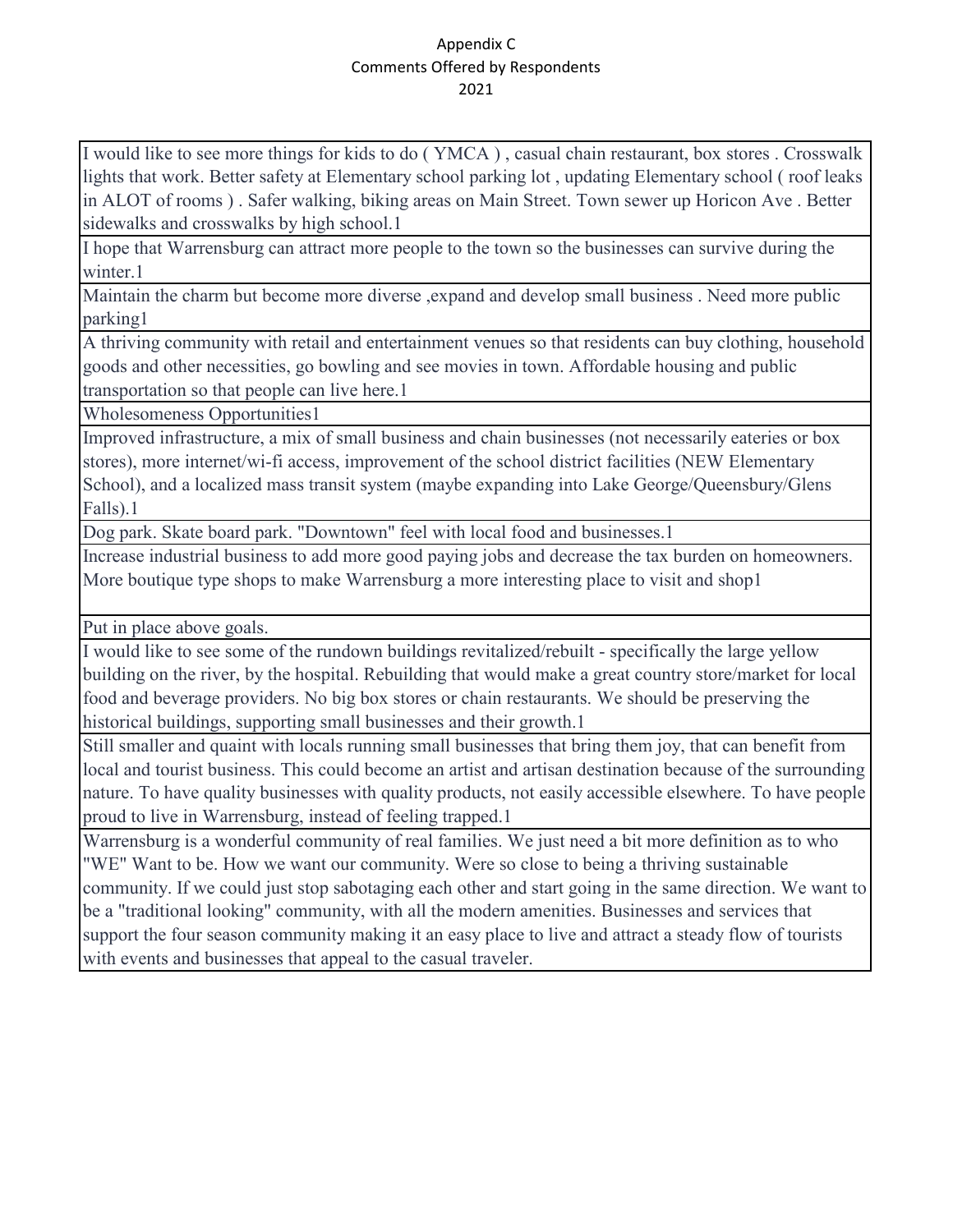Appendix C
Comments Offered by Respondents
2021

| |
|---|
| I would like to see more things for kids to do ( YMCA ) , casual chain restaurant, box stores . Crosswalk lights that work. Better safety at Elementary school parking lot , updating Elementary school ( roof leaks in ALOT of rooms ) . Safer walking, biking areas on Main Street. Town sewer up Horicon Ave . Better sidewalks and crosswalks by high school.1 |
| I hope that Warrensburg can attract more people to the town so the businesses can survive during the winter.1 |
| Maintain the charm but become more diverse ,expand and develop small business . Need more public parking1 |
| A thriving community with retail and entertainment venues so that residents can buy clothing, household goods and other necessities, go bowling and see movies in town. Affordable housing and public transportation so that people can live here.1 |
| Wholesomeness Opportunities1 |
| Improved infrastructure, a mix of small business and chain businesses (not necessarily eateries or box stores), more internet/wi-fi access, improvement of the school district facilities (NEW Elementary School), and a localized mass transit system (maybe expanding into Lake George/Queensbury/Glens Falls).1 |
| Dog park. Skate board park. "Downtown" feel with local food and businesses.1 |
| Increase industrial business to add more good paying jobs and decrease the tax burden on homeowners. More boutique type shops to make Warrensburg a more interesting place to visit and shop1 |
| Put in place above goals. |
| I would like to see some of the rundown buildings revitalized/rebuilt - specifically the large yellow building on the river, by the hospital. Rebuilding that would make a great country store/market for local food and beverage providers. No big box stores or chain restaurants. We should be preserving the historical buildings, supporting small businesses and their growth.1 |
| Still smaller and quaint with locals running small businesses that bring them joy, that can benefit from local and tourist business. This could become an artist and artisan destination because of the surrounding nature. To have quality businesses with quality products, not easily accessible elsewhere. To have people proud to live in Warrensburg, instead of feeling trapped.1 |
| Warrensburg is a wonderful community of real families. We just need a bit more definition as to who "WE" Want to be. How we want our community. Were so close to being a thriving sustainable community. If we could just stop sabotaging each other and start going in the same direction. We want to be a "traditional looking" community, with all the modern amenities. Businesses and services that support the four season community making it an easy place to live and attract a steady flow of tourists with events and businesses that appeal to the casual traveler. |